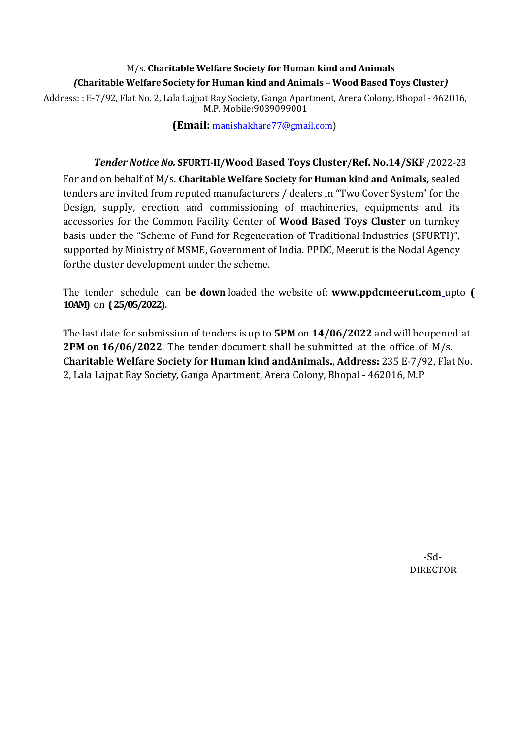M/s. **Charitable Welfare Society for Human kind and Animals**

***(*Charitable Welfare Society for Human kind and Animals – Wood Based Toys Cluster*)***

Address: : E-7/92, Flat No. 2, Lala Lajpat Ray Society, Ganga Apartment, Arera Colony, Bhopal - 462016, M.P. Mobile:9039099001

**(Email:** manishakhare77@gmail.com)

***Tender Notice No.*** **SFURTI-II/Wood Based Toys Cluster/Ref. No.14/SKF** /2022-23

For and on behalf of M/s. **Charitable Welfare Society for Human kind and Animals,** sealed tenders are invited from reputed manufacturers / dealers in "Two Cover System" for the Design, supply, erection and commissioning of machineries, equipments and its accessories for the Common Facility Center of **Wood Based Toys Cluster** on turnkey basis under the "Scheme of Fund for Regeneration of Traditional Industries (SFURTI)", supported by Ministry of MSME, Government of India. PPDC, Meerut is the Nodal Agency forthe cluster development under the scheme.

The tender schedule can b**e down** loaded the website of: **www.ppdcmeerut.com** upto **( 10AM)** on **( 25/05/2022)**.

The last date for submission of tenders is up to **5PM** on **14/06/2022** and will beopened at **2PM on 16/06/2022**. The tender document shall be submitted at the office of M/s. **Charitable Welfare Society for Human kind andAnimals.**, **Address:** 235 E-7/92, Flat No. 2, Lala Lajpat Ray Society, Ganga Apartment, Arera Colony, Bhopal - 462016, M.P

-Sd-
DIRECTOR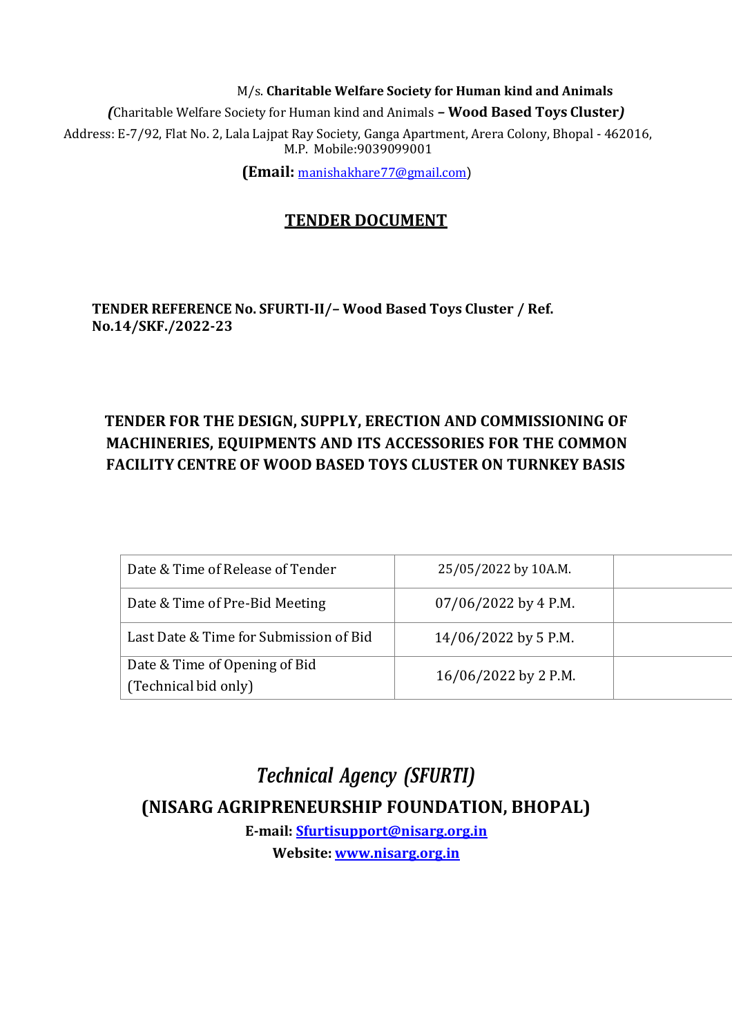M/s. **Charitable Welfare Society for Human kind and Animals**

*(Charitable Welfare Society for Human kind and Animals* **– Wood Based Toys Cluster*)***

Address: E-7/92, Flat No. 2, Lala Lajpat Ray Society, Ganga Apartment, Arera Colony, Bhopal - 462016, M.P. Mobile:9039099001

**(Email:** manishakhare77@gmail.com)

# TENDER DOCUMENT

**TENDER REFERENCE No. SFURTI-II/– Wood Based Toys Cluster / Ref. No.14/SKF./2022-23**

## TENDER FOR THE DESIGN, SUPPLY, ERECTION AND COMMISSIONING OF MACHINERIES, EQUIPMENTS AND ITS ACCESSORIES FOR THE COMMON FACILITY CENTRE OF WOOD BASED TOYS CLUSTER ON TURNKEY BASIS

| | | |
|---|---|---|
| Date & Time of Release of Tender | 25/05/2022 by 10A.M. | |
| Date & Time of Pre-Bid Meeting | 07/06/2022 by 4 P.M. | |
| Last Date & Time for Submission of Bid | 14/06/2022 by 5 P.M. | |
| Date & Time of Opening of Bid (Technical bid only) | 16/06/2022 by 2 P.M. | |

## *Technical Agency (SFURTI)*

## (NISARG AGRIPRENEURSHIP FOUNDATION, BHOPAL)

**E-mail: Sfurtisupport@nisarg.org.in**

**Website: www.nisarg.org.in**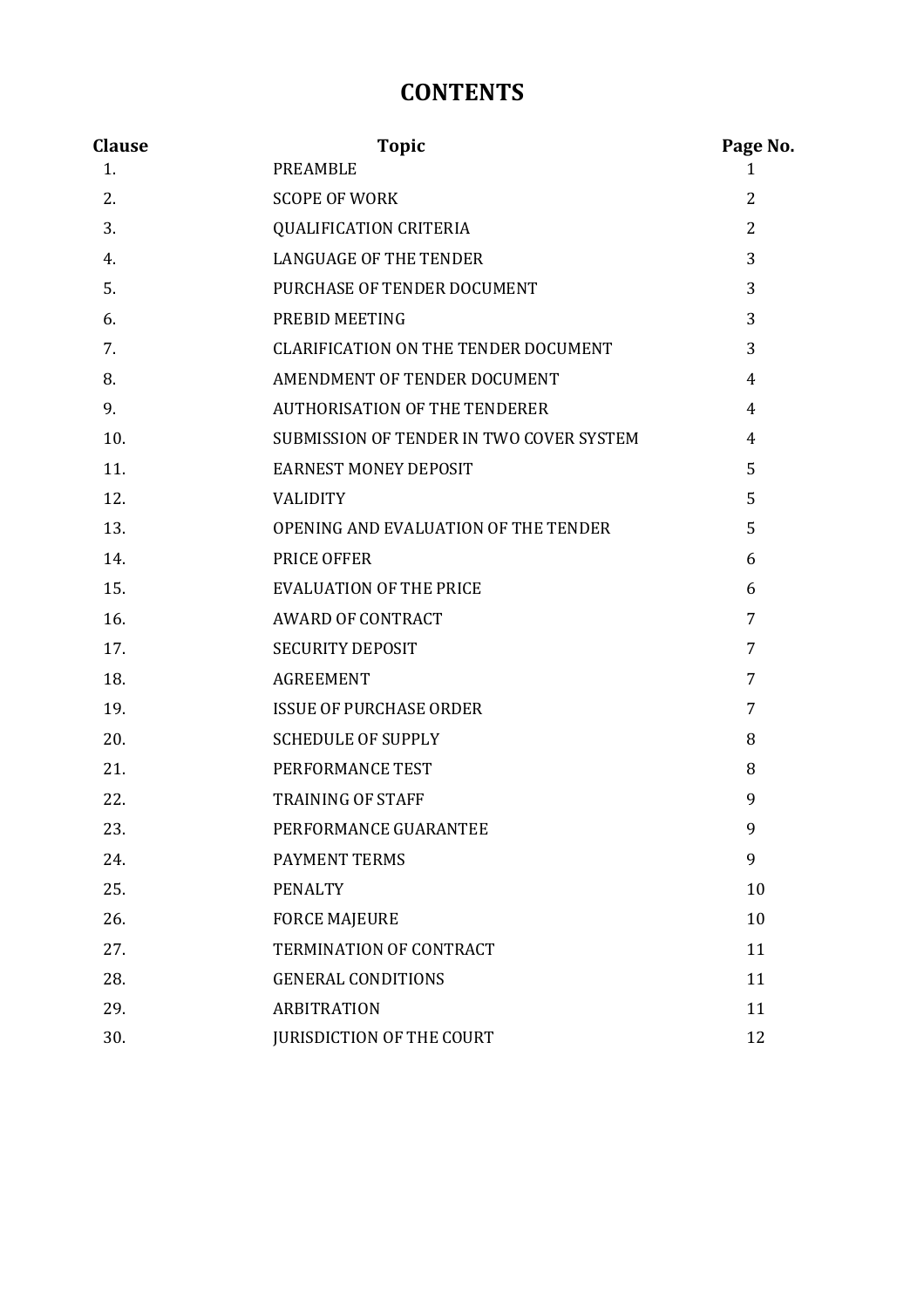# CONTENTS

| Clause | Topic | Page No. |
|---|---|---|
| 1. | PREAMBLE | 1 |
| 2. | SCOPE OF WORK | 2 |
| 3. | QUALIFICATION CRITERIA | 2 |
| 4. | LANGUAGE OF THE TENDER | 3 |
| 5. | PURCHASE OF TENDER DOCUMENT | 3 |
| 6. | PREBID MEETING | 3 |
| 7. | CLARIFICATION ON THE TENDER DOCUMENT | 3 |
| 8. | AMENDMENT OF TENDER DOCUMENT | 4 |
| 9. | AUTHORISATION OF THE TENDERER | 4 |
| 10. | SUBMISSION OF TENDER IN TWO COVER SYSTEM | 4 |
| 11. | EARNEST MONEY DEPOSIT | 5 |
| 12. | VALIDITY | 5 |
| 13. | OPENING AND EVALUATION OF THE TENDER | 5 |
| 14. | PRICE OFFER | 6 |
| 15. | EVALUATION OF THE PRICE | 6 |
| 16. | AWARD OF CONTRACT | 7 |
| 17. | SECURITY DEPOSIT | 7 |
| 18. | AGREEMENT | 7 |
| 19. | ISSUE OF PURCHASE ORDER | 7 |
| 20. | SCHEDULE OF SUPPLY | 8 |
| 21. | PERFORMANCE TEST | 8 |
| 22. | TRAINING OF STAFF | 9 |
| 23. | PERFORMANCE GUARANTEE | 9 |
| 24. | PAYMENT TERMS | 9 |
| 25. | PENALTY | 10 |
| 26. | FORCE MAJEURE | 10 |
| 27. | TERMINATION OF CONTRACT | 11 |
| 28. | GENERAL CONDITIONS | 11 |
| 29. | ARBITRATION | 11 |
| 30. | JURISDICTION OF THE COURT | 12 |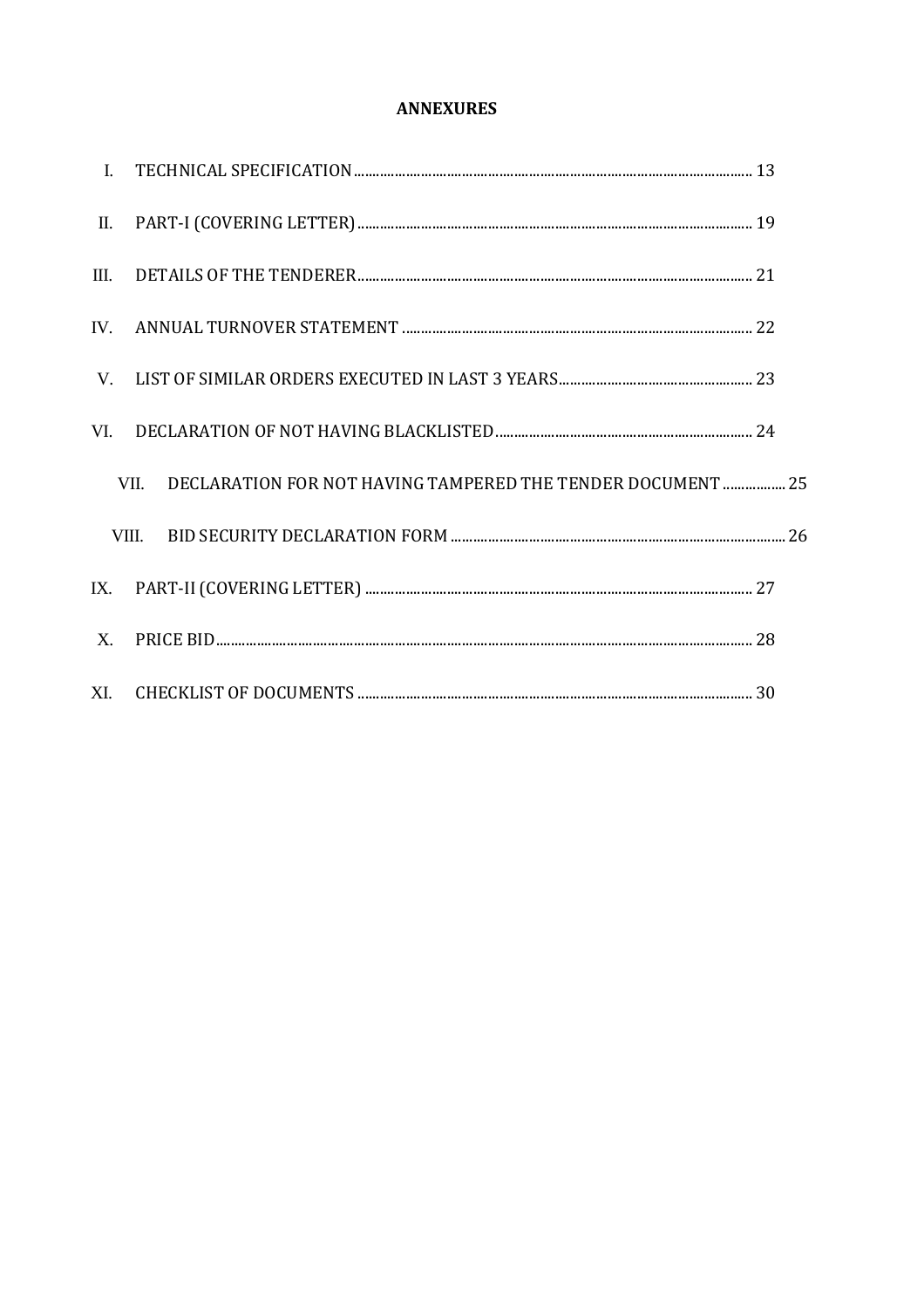# ANNEXURES

I. TECHNICAL SPECIFICATION ........ 13

II. PART-I (COVERING LETTER) ........ 19

III. DETAILS OF THE TENDERER ........ 21

IV. ANNUAL TURNOVER STATEMENT ........ 22

V. LIST OF SIMILAR ORDERS EXECUTED IN LAST 3 YEARS ........ 23

VI. DECLARATION OF NOT HAVING BLACKLISTED ........ 24

VII. DECLARATION FOR NOT HAVING TAMPERED THE TENDER DOCUMENT ........ 25

VIII. BID SECURITY DECLARATION FORM ........ 26

IX. PART-II (COVERING LETTER) ........ 27

X. PRICE BID ........ 28

XI. CHECKLIST OF DOCUMENTS ........ 30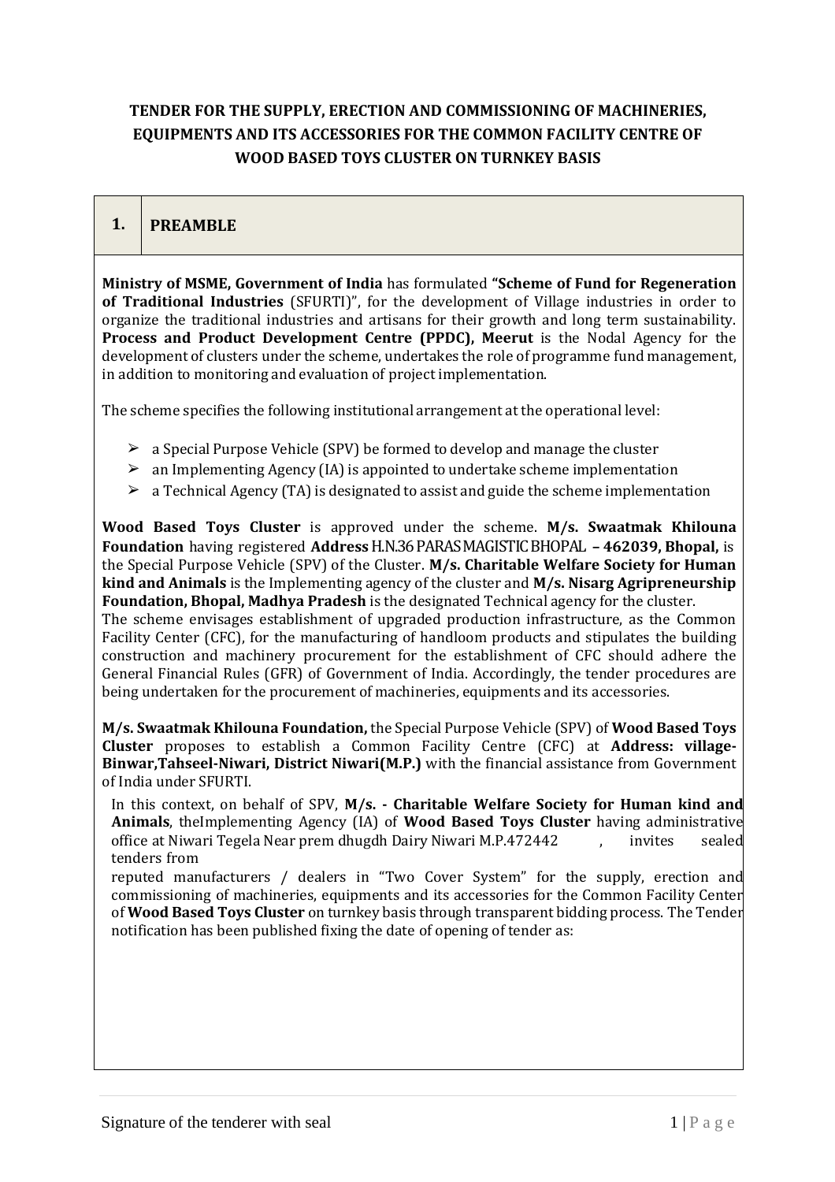**TENDER FOR THE SUPPLY, ERECTION AND COMMISSIONING OF MACHINERIES, EQUIPMENTS AND ITS ACCESSORIES FOR THE COMMON FACILITY CENTRE OF WOOD BASED TOYS CLUSTER ON TURNKEY BASIS**

## 1. PREAMBLE

**Ministry of MSME, Government of India** has formulated **"Scheme of Fund for Regeneration of Traditional Industries** (SFURTI)", for the development of Village industries in order to organize the traditional industries and artisans for their growth and long term sustainability. **Process and Product Development Centre (PPDC), Meerut** is the Nodal Agency for the development of clusters under the scheme, undertakes the role of programme fund management, in addition to monitoring and evaluation of project implementation.

The scheme specifies the following institutional arrangement at the operational level:

- a Special Purpose Vehicle (SPV) be formed to develop and manage the cluster
- an Implementing Agency (IA) is appointed to undertake scheme implementation
- a Technical Agency (TA) is designated to assist and guide the scheme implementation

**Wood Based Toys Cluster** is approved under the scheme. **M/s. Swaatmak Khilouna Foundation** having registered **Address** H.N.36 PARAS MAGISTIC BHOPAL **– 462039, Bhopal,** is the Special Purpose Vehicle (SPV) of the Cluster. **M/s. Charitable Welfare Society for Human kind and Animals** is the Implementing agency of the cluster and **M/s. Nisarg Agripreneurship Foundation, Bhopal, Madhya Pradesh** is the designated Technical agency for the cluster.

The scheme envisages establishment of upgraded production infrastructure, as the Common Facility Center (CFC), for the manufacturing of handloom products and stipulates the building construction and machinery procurement for the establishment of CFC should adhere the General Financial Rules (GFR) of Government of India. Accordingly, the tender procedures are being undertaken for the procurement of machineries, equipments and its accessories.

**M/s. Swaatmak Khilouna Foundation,** the Special Purpose Vehicle (SPV) of **Wood Based Toys Cluster** proposes to establish a Common Facility Centre (CFC) at **Address: village-Binwar,Tahseel-Niwari, District Niwari(M.P.)** with the financial assistance from Government of India under SFURTI.

In this context, on behalf of SPV, **M/s. - Charitable Welfare Society for Human kind and Animals**, theImplementing Agency (IA) of **Wood Based Toys Cluster** having administrative office at Niwari Tegela Near prem dhugdh Dairy Niwari M.P.472442 , invites sealed tenders from reputed manufacturers / dealers in "Two Cover System" for the supply, erection and commissioning of machineries, equipments and its accessories for the Common Facility Center of **Wood Based Toys Cluster** on turnkey basis through transparent bidding process. The Tender notification has been published fixing the date of opening of tender as:

Signature of the tenderer with seal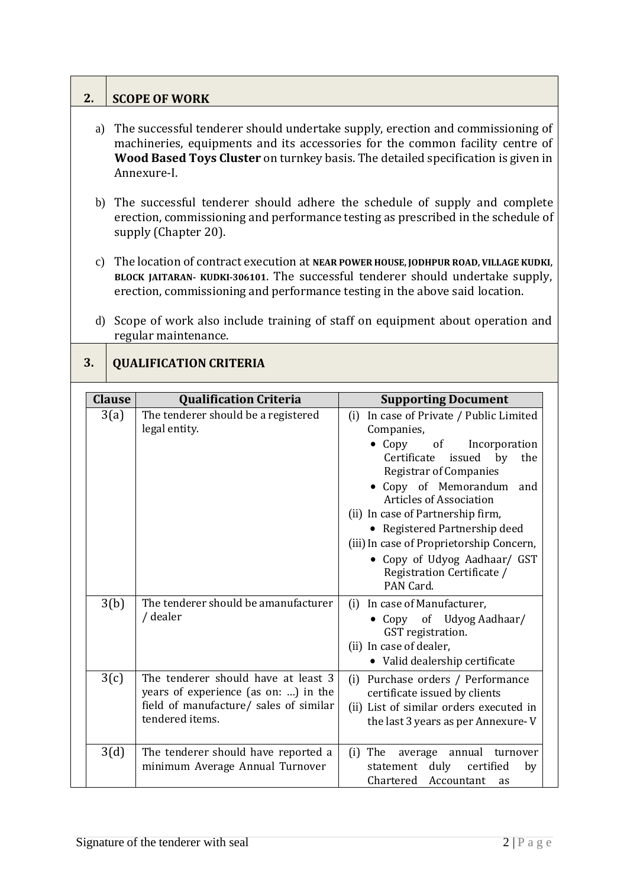## 2. SCOPE OF WORK

a) The successful tenderer should undertake supply, erection and commissioning of machineries, equipments and its accessories for the common facility centre of **Wood Based Toys Cluster** on turnkey basis. The detailed specification is given in Annexure-I.

b) The successful tenderer should adhere the schedule of supply and complete erection, commissioning and performance testing as prescribed in the schedule of supply (Chapter 20).

c) The location of contract execution at **NEAR POWER HOUSE, JODHPUR ROAD, VILLAGE KUDKI, BLOCK JAITARAN- KUDKI-306101**. The successful tenderer should undertake supply, erection, commissioning and performance testing in the above said location.

d) Scope of work also include training of staff on equipment about operation and regular maintenance.

## 3. QUALIFICATION CRITERIA

| Clause | Qualification Criteria | Supporting Document |
|---|---|---|
| 3(a) | The tenderer should be a registered legal entity. | (i) In case of Private / Public Limited Companies,<br>• Copy of Incorporation Certificate issued by the Registrar of Companies<br>• Copy of Memorandum and Articles of Association<br>(ii) In case of Partnership firm,<br>• Registered Partnership deed<br>(iii) In case of Proprietorship Concern,<br>• Copy of Udyog Aadhaar/ GST Registration Certificate / PAN Card. |
| 3(b) | The tenderer should be amanufacturer / dealer | (i) In case of Manufacturer,<br>• Copy of Udyog Aadhaar/ GST registration.<br>(ii) In case of dealer,<br>• Valid dealership certificate |
| 3(c) | The tenderer should have at least 3 years of experience (as on: ...) in the field of manufacture/ sales of similar tendered items. | (i) Purchase orders / Performance certificate issued by clients<br>(ii) List of similar orders executed in the last 3 years as per Annexure- V |
| 3(d) | The tenderer should have reported a minimum Average Annual Turnover | (i) The average annual turnover statement duly certified by Chartered Accountant as |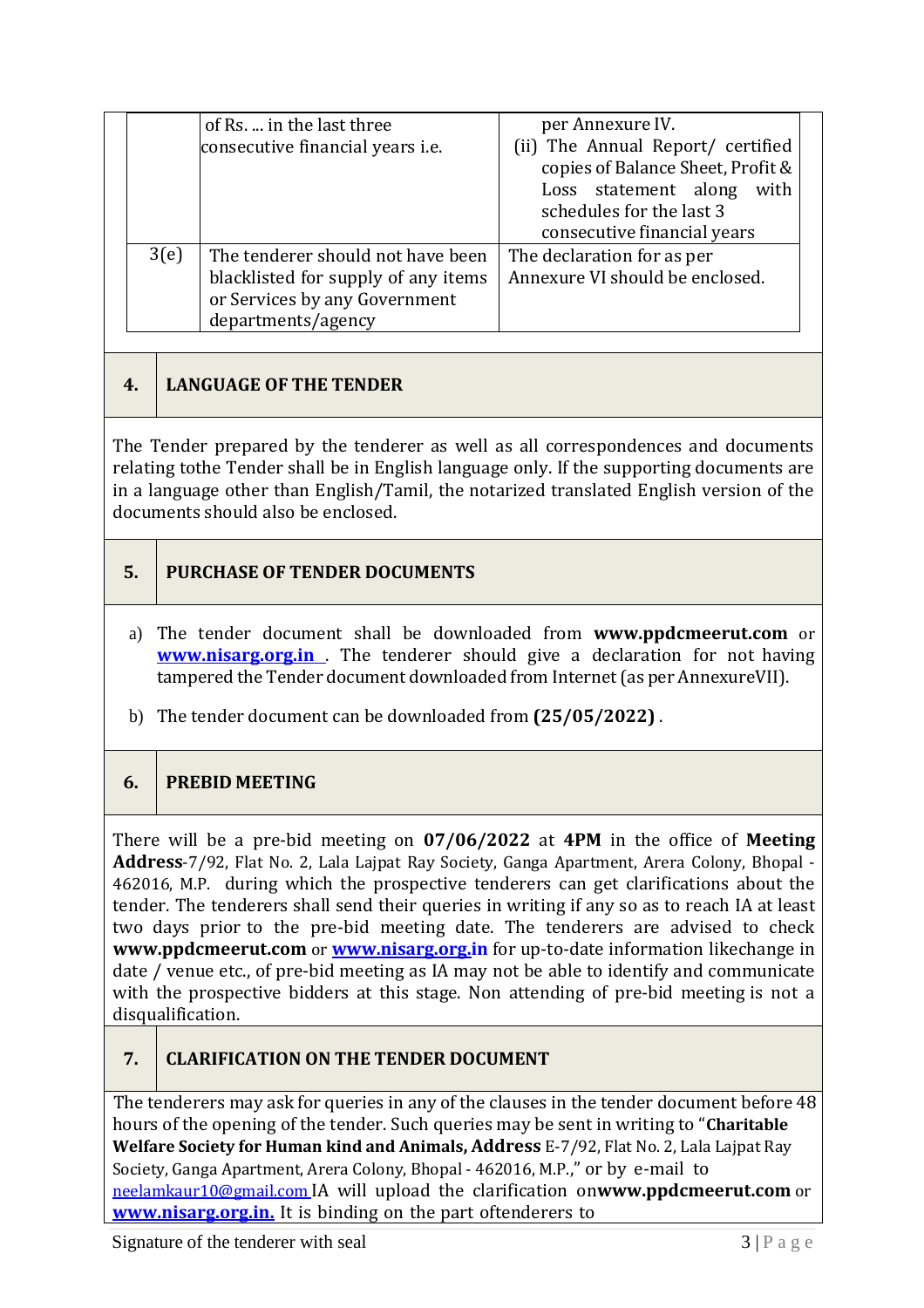| | | |
|---|---|---|
| | of Rs. ... in the last three consecutive financial years i.e. | per Annexure IV. (ii) The Annual Report/ certified copies of Balance Sheet, Profit & Loss statement along with schedules for the last 3 consecutive financial years |
| 3(e) | The tenderer should not have been blacklisted for supply of any items or Services by any Government departments/agency | The declaration for as per Annexure VI should be enclosed. |

## 4. LANGUAGE OF THE TENDER

The Tender prepared by the tenderer as well as all correspondences and documents relating tothe Tender shall be in English language only. If the supporting documents are in a language other than English/Tamil, the notarized translated English version of the documents should also be enclosed.

## 5. PURCHASE OF TENDER DOCUMENTS

a) The tender document shall be downloaded from **www.ppdcmeerut.com** or **www.nisarg.org.in** . The tenderer should give a declaration for not having tampered the Tender document downloaded from Internet (as per AnnexureVII).

b) The tender document can be downloaded from **(25/05/2022)** .

## 6. PREBID MEETING

There will be a pre-bid meeting on **07/06/2022** at **4PM** in the office of **Meeting Address**-7/92, Flat No. 2, Lala Lajpat Ray Society, Ganga Apartment, Arera Colony, Bhopal - 462016, M.P. during which the prospective tenderers can get clarifications about the tender. The tenderers shall send their queries in writing if any so as to reach IA at least two days prior to the pre-bid meeting date. The tenderers are advised to check **www.ppdcmeerut.com** or **www.nisarg.org.in** for up-to-date information likechange in date / venue etc., of pre-bid meeting as IA may not be able to identify and communicate with the prospective bidders at this stage. Non attending of pre-bid meeting is not a disqualification.

## 7. CLARIFICATION ON THE TENDER DOCUMENT

The tenderers may ask for queries in any of the clauses in the tender document before 48 hours of the opening of the tender. Such queries may be sent in writing to "**Charitable Welfare Society for Human kind and Animals, Address** E-7/92, Flat No. 2, Lala Lajpat Ray Society, Ganga Apartment, Arera Colony, Bhopal - 462016, M.P.," or by e-mail to neelamkaur10@gmail.com IA will upload the clarification on**www.ppdcmeerut.com** or **www.nisarg.org.in.** It is binding on the part oftenderers to

Signature of the tenderer with seal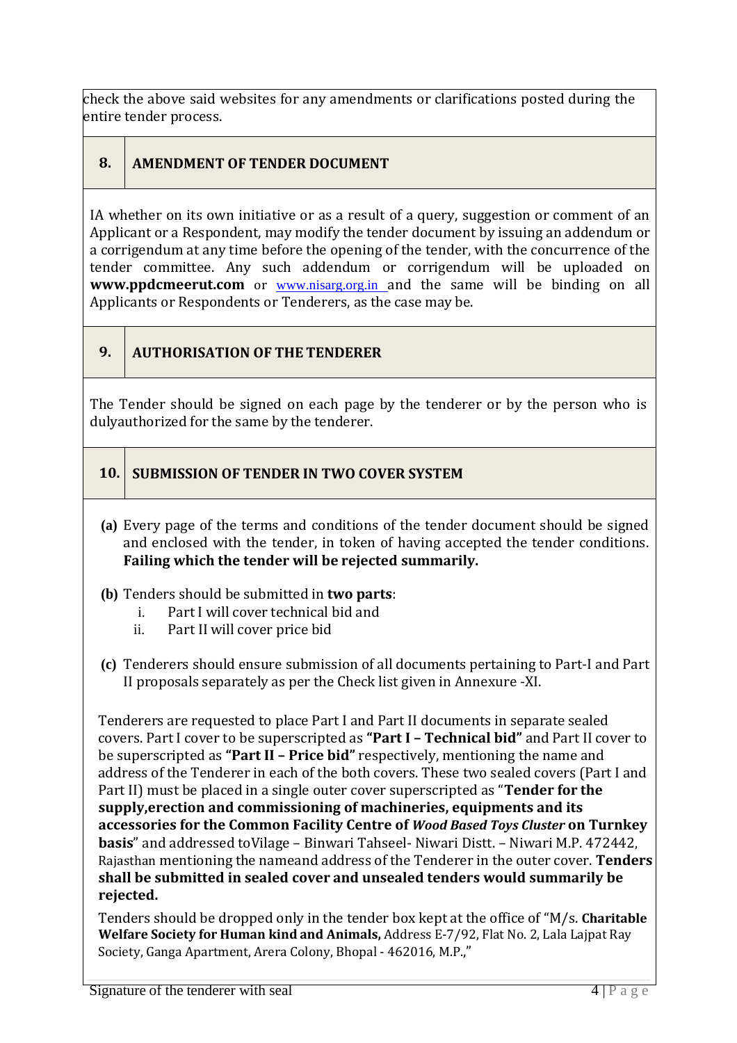check the above said websites for any amendments or clarifications posted during the entire tender process.

## 8. AMENDMENT OF TENDER DOCUMENT

IA whether on its own initiative or as a result of a query, suggestion or comment of an Applicant or a Respondent, may modify the tender document by issuing an addendum or a corrigendum at any time before the opening of the tender, with the concurrence of the tender committee. Any such addendum or corrigendum will be uploaded on **www.ppdcmeerut.com** or www.nisarg.org.in and the same will be binding on all Applicants or Respondents or Tenderers, as the case may be.

## 9. AUTHORISATION OF THE TENDERER

The Tender should be signed on each page by the tenderer or by the person who is dulyauthorized for the same by the tenderer.

## 10. SUBMISSION OF TENDER IN TWO COVER SYSTEM

**(a)** Every page of the terms and conditions of the tender document should be signed and enclosed with the tender, in token of having accepted the tender conditions. **Failing which the tender will be rejected summarily.**

**(b)** Tenders should be submitted in **two parts**:

i. Part I will cover technical bid and
ii. Part II will cover price bid

**(c)** Tenderers should ensure submission of all documents pertaining to Part-I and Part II proposals separately as per the Check list given in Annexure -XI.

Tenderers are requested to place Part I and Part II documents in separate sealed covers. Part I cover to be superscripted as **"Part I – Technical bid"** and Part II cover to be superscripted as **"Part II – Price bid"** respectively, mentioning the name and address of the Tenderer in each of the both covers. These two sealed covers (Part I and Part II) must be placed in a single outer cover superscripted as "**Tender for the supply,erection and commissioning of machineries, equipments and its accessories for the Common Facility Centre of *Wood Based Toys Cluster* on Turnkey basis**" and addressed toVilage – Binwari Tahseel- Niwari Distt. – Niwari M.P. 472442, Rajasthan mentioning the nameand address of the Tenderer in the outer cover. **Tenders shall be submitted in sealed cover and unsealed tenders would summarily be rejected.**

Tenders should be dropped only in the tender box kept at the office of "M/s. **Charitable Welfare Society for Human kind and Animals,** Address E-7/92, Flat No. 2, Lala Lajpat Ray Society, Ganga Apartment, Arera Colony, Bhopal - 462016, M.P.,"

Signature of the tenderer with seal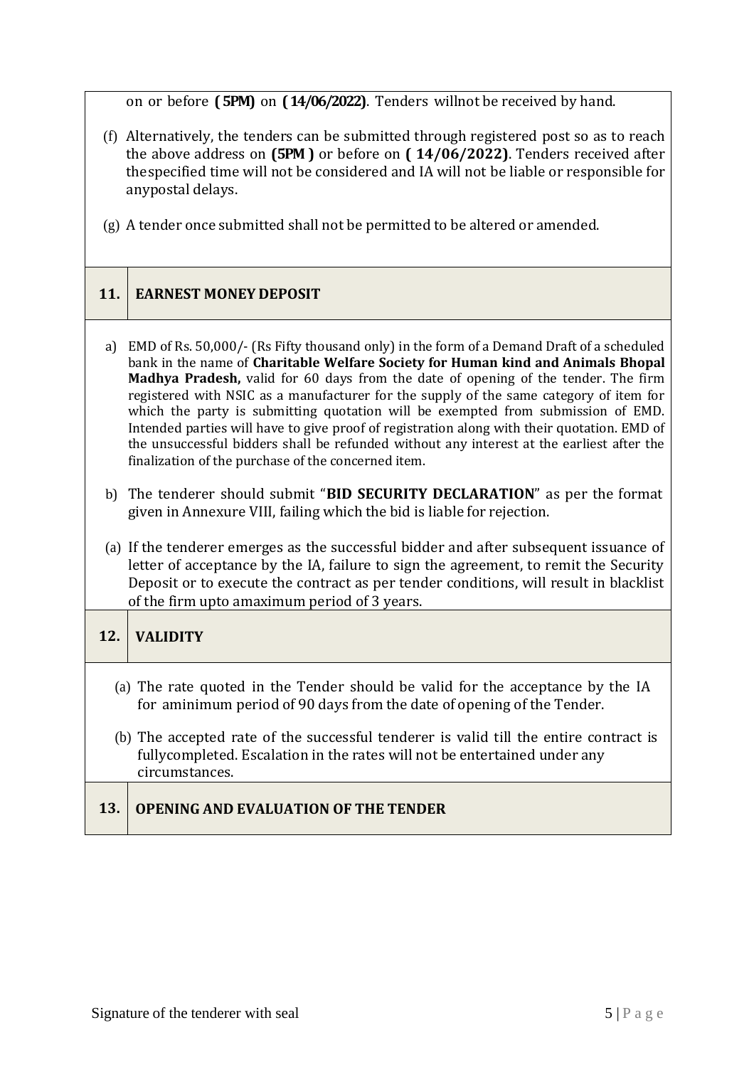on or before **( 5PM)** on **( 14/06/2022)**. Tenders willnot be received by hand.

(f) Alternatively, the tenders can be submitted through registered post so as to reach the above address on **(5PM )** or before on **( 14/06/2022)**. Tenders received after thespecified time will not be considered and IA will not be liable or responsible for anypostal delays.

(g) A tender once submitted shall not be permitted to be altered or amended.

## 11. EARNEST MONEY DEPOSIT

a) EMD of Rs. 50,000/- (Rs Fifty thousand only) in the form of a Demand Draft of a scheduled bank in the name of **Charitable Welfare Society for Human kind and Animals Bhopal Madhya Pradesh,** valid for 60 days from the date of opening of the tender. The firm registered with NSIC as a manufacturer for the supply of the same category of item for which the party is submitting quotation will be exempted from submission of EMD. Intended parties will have to give proof of registration along with their quotation. EMD of the unsuccessful bidders shall be refunded without any interest at the earliest after the finalization of the purchase of the concerned item.

b) The tenderer should submit "**BID SECURITY DECLARATION**" as per the format given in Annexure VIII, failing which the bid is liable for rejection.

(a) If the tenderer emerges as the successful bidder and after subsequent issuance of letter of acceptance by the IA, failure to sign the agreement, to remit the Security Deposit or to execute the contract as per tender conditions, will result in blacklist of the firm upto amaximum period of 3 years.

## 12. VALIDITY

(a) The rate quoted in the Tender should be valid for the acceptance by the IA for aminimum period of 90 days from the date of opening of the Tender.

(b) The accepted rate of the successful tenderer is valid till the entire contract is fullycompleted. Escalation in the rates will not be entertained under any circumstances.

## 13. OPENING AND EVALUATION OF THE TENDER

Signature of the tenderer with seal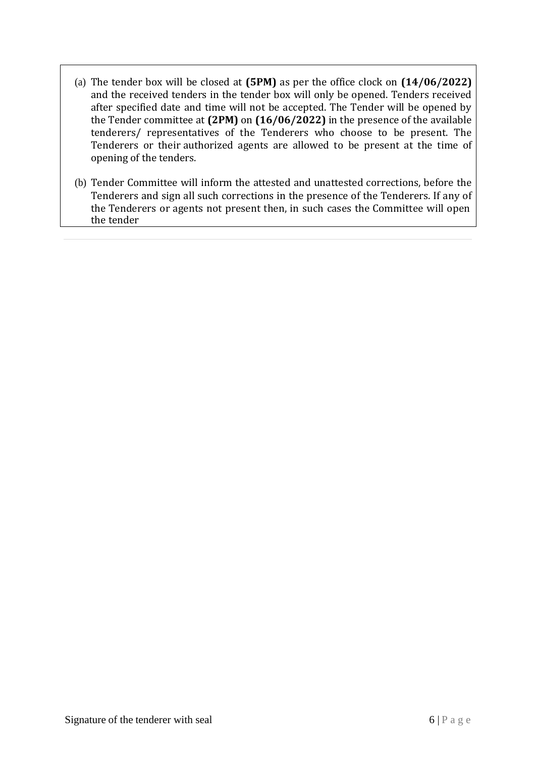(a) The tender box will be closed at **(5PM)** as per the office clock on **(14/06/2022)** and the received tenders in the tender box will only be opened. Tenders received after specified date and time will not be accepted. The Tender will be opened by the Tender committee at **(2PM)** on **(16/06/2022)** in the presence of the available tenderers/ representatives of the Tenderers who choose to be present. The Tenderers or their authorized agents are allowed to be present at the time of opening of the tenders.

(b) Tender Committee will inform the attested and unattested corrections, before the Tenderers and sign all such corrections in the presence of the Tenderers. If any of the Tenderers or agents not present then, in such cases the Committee will open the tender

Signature of the tenderer with seal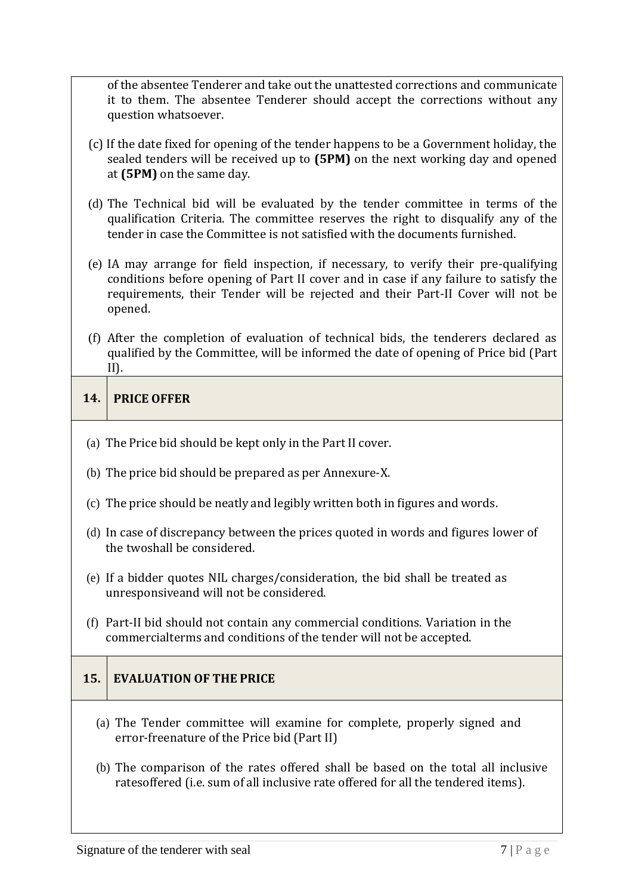of the absentee Tenderer and take out the unattested corrections and communicate it to them. The absentee Tenderer should accept the corrections without any question whatsoever.

(c) If the date fixed for opening of the tender happens to be a Government holiday, the sealed tenders will be received up to **(5PM)** on the next working day and opened at **(5PM)** on the same day.

(d) The Technical bid will be evaluated by the tender committee in terms of the qualification Criteria. The committee reserves the right to disqualify any of the tender in case the Committee is not satisfied with the documents furnished.

(e) IA may arrange for field inspection, if necessary, to verify their pre-qualifying conditions before opening of Part II cover and in case if any failure to satisfy the requirements, their Tender will be rejected and their Part-II Cover will not be opened.

(f) After the completion of evaluation of technical bids, the tenderers declared as qualified by the Committee, will be informed the date of opening of Price bid (Part II).

## 14. PRICE OFFER

(a) The Price bid should be kept only in the Part II cover.

(b) The price bid should be prepared as per Annexure-X.

(c) The price should be neatly and legibly written both in figures and words.

(d) In case of discrepancy between the prices quoted in words and figures lower of the twoshall be considered.

(e) If a bidder quotes NIL charges/consideration, the bid shall be treated as unresponsiveand will not be considered.

(f) Part-II bid should not contain any commercial conditions. Variation in the commercialterms and conditions of the tender will not be accepted.

## 15. EVALUATION OF THE PRICE

(a) The Tender committee will examine for complete, properly signed and error-freenature of the Price bid (Part II)

(b) The comparison of the rates offered shall be based on the total all inclusive ratesoffered (i.e. sum of all inclusive rate offered for all the tendered items).

Signature of the tenderer with seal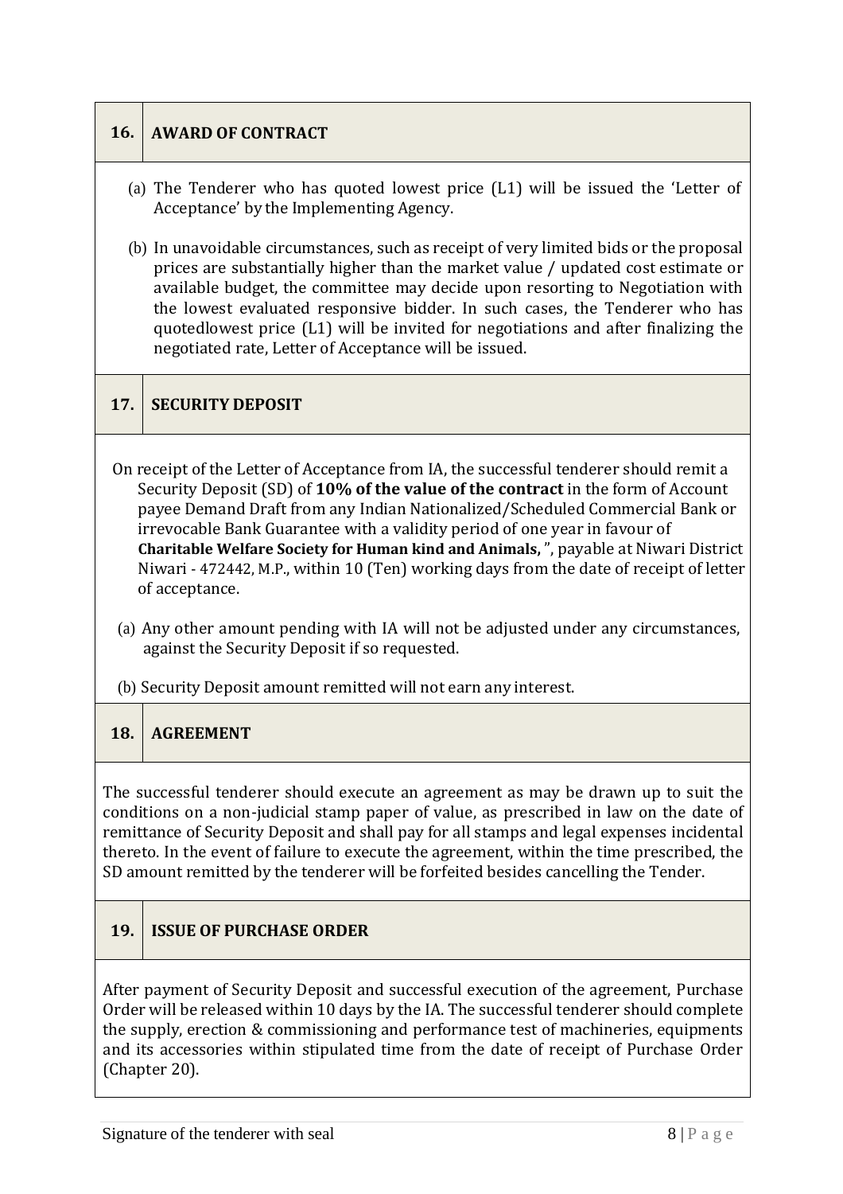## 16. AWARD OF CONTRACT

(a) The Tenderer who has quoted lowest price (L1) will be issued the 'Letter of Acceptance' by the Implementing Agency.

(b) In unavoidable circumstances, such as receipt of very limited bids or the proposal prices are substantially higher than the market value / updated cost estimate or available budget, the committee may decide upon resorting to Negotiation with the lowest evaluated responsive bidder. In such cases, the Tenderer who has quotedlowest price (L1) will be invited for negotiations and after finalizing the negotiated rate, Letter of Acceptance will be issued.

## 17. SECURITY DEPOSIT

On receipt of the Letter of Acceptance from IA, the successful tenderer should remit a Security Deposit (SD) of **10% of the value of the contract** in the form of Account payee Demand Draft from any Indian Nationalized/Scheduled Commercial Bank or irrevocable Bank Guarantee with a validity period of one year in favour of **Charitable Welfare Society for Human kind and Animals,** ", payable at Niwari District Niwari - 472442, M.P., within 10 (Ten) working days from the date of receipt of letter of acceptance.

(a) Any other amount pending with IA will not be adjusted under any circumstances, against the Security Deposit if so requested.

(b) Security Deposit amount remitted will not earn any interest.

## 18. AGREEMENT

The successful tenderer should execute an agreement as may be drawn up to suit the conditions on a non-judicial stamp paper of value, as prescribed in law on the date of remittance of Security Deposit and shall pay for all stamps and legal expenses incidental thereto. In the event of failure to execute the agreement, within the time prescribed, the SD amount remitted by the tenderer will be forfeited besides cancelling the Tender.

## 19. ISSUE OF PURCHASE ORDER

After payment of Security Deposit and successful execution of the agreement, Purchase Order will be released within 10 days by the IA. The successful tenderer should complete the supply, erection & commissioning and performance test of machineries, equipments and its accessories within stipulated time from the date of receipt of Purchase Order (Chapter 20).

Signature of the tenderer with seal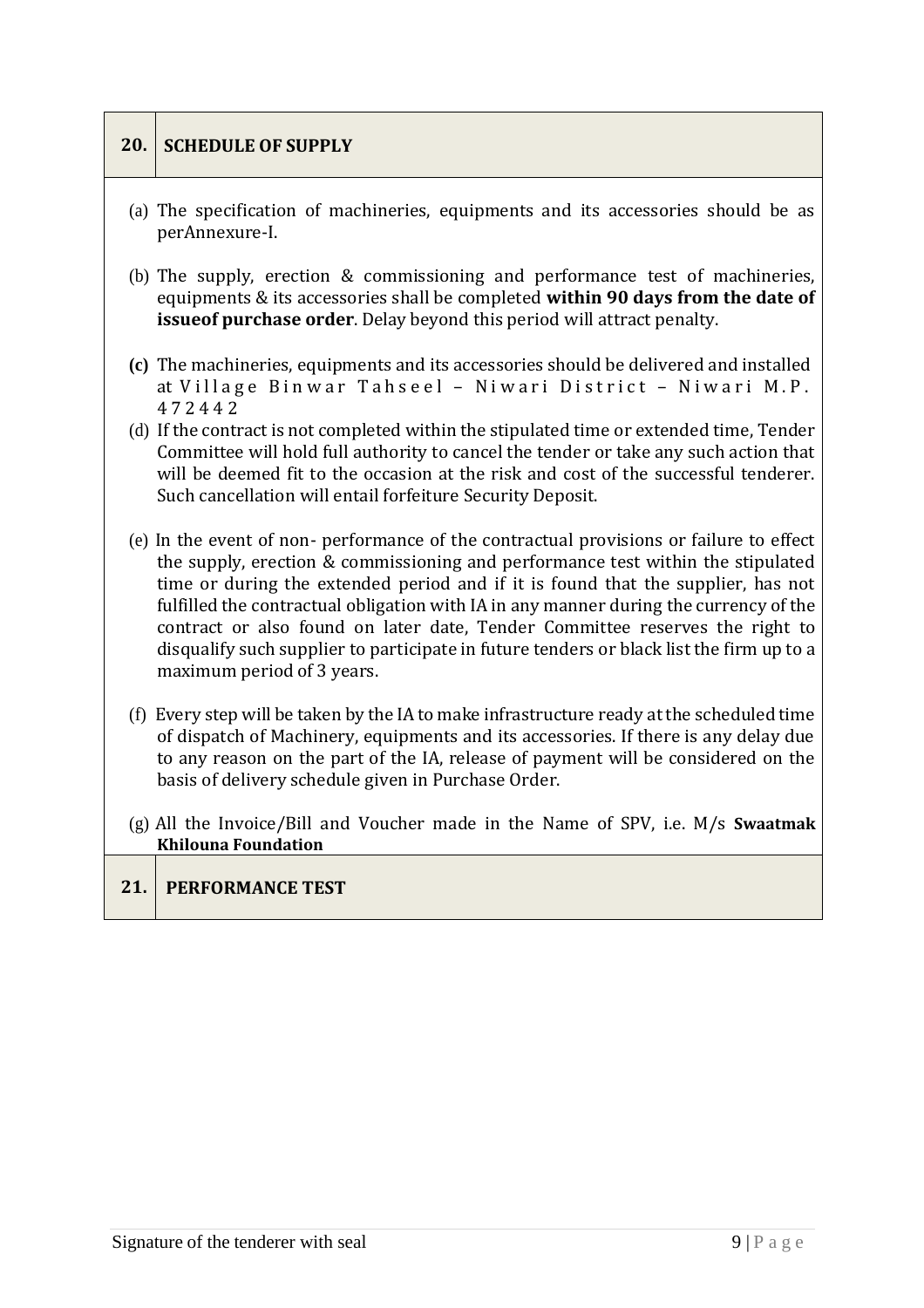## 20. SCHEDULE OF SUPPLY

(a) The specification of machineries, equipments and its accessories should be as perAnnexure-I.

(b) The supply, erection & commissioning and performance test of machineries, equipments & its accessories shall be completed **within 90 days from the date of issueof purchase order**. Delay beyond this period will attract penalty.

**(c)** The machineries, equipments and its accessories should be delivered and installed at Village Binwar Tahseel – Niwari District – Niwari M.P. 472442

(d) If the contract is not completed within the stipulated time or extended time, Tender Committee will hold full authority to cancel the tender or take any such action that will be deemed fit to the occasion at the risk and cost of the successful tenderer. Such cancellation will entail forfeiture Security Deposit.

(e) In the event of non- performance of the contractual provisions or failure to effect the supply, erection & commissioning and performance test within the stipulated time or during the extended period and if it is found that the supplier, has not fulfilled the contractual obligation with IA in any manner during the currency of the contract or also found on later date, Tender Committee reserves the right to disqualify such supplier to participate in future tenders or black list the firm up to a maximum period of 3 years.

(f) Every step will be taken by the IA to make infrastructure ready at the scheduled time of dispatch of Machinery, equipments and its accessories. If there is any delay due to any reason on the part of the IA, release of payment will be considered on the basis of delivery schedule given in Purchase Order.

(g) All the Invoice/Bill and Voucher made in the Name of SPV, i.e. M/s **Swaatmak Khilouna Foundation**

## 21. PERFORMANCE TEST

Signature of the tenderer with seal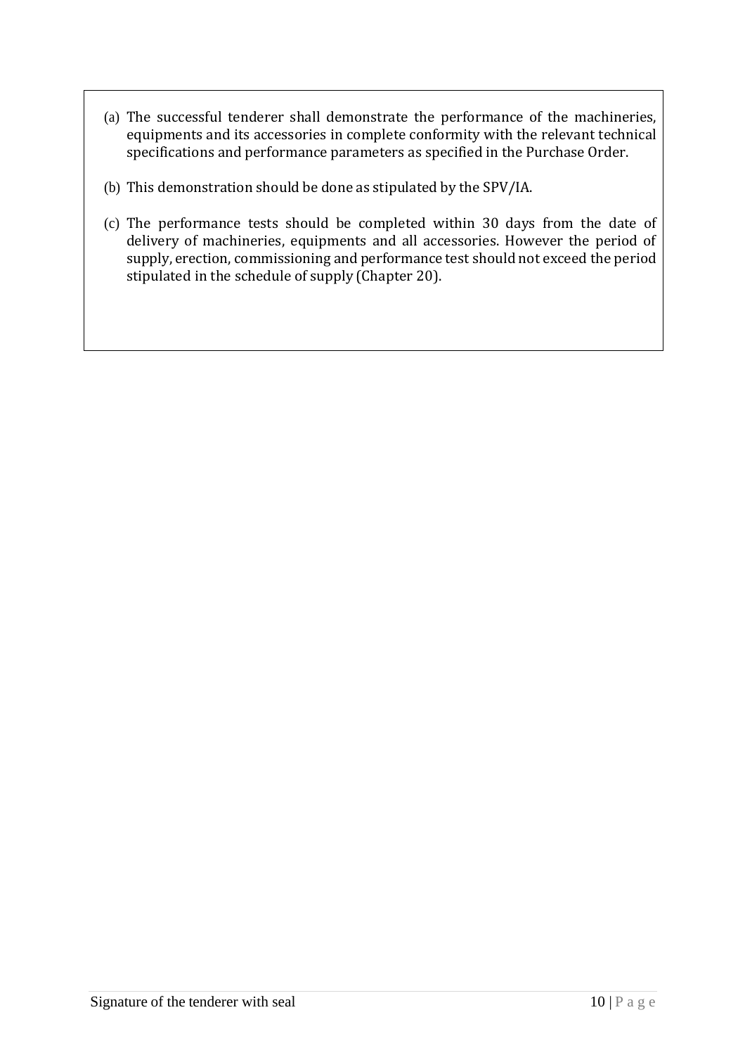(a) The successful tenderer shall demonstrate the performance of the machineries, equipments and its accessories in complete conformity with the relevant technical specifications and performance parameters as specified in the Purchase Order.

(b) This demonstration should be done as stipulated by the SPV/IA.

(c) The performance tests should be completed within 30 days from the date of delivery of machineries, equipments and all accessories. However the period of supply, erection, commissioning and performance test should not exceed the period stipulated in the schedule of supply (Chapter 20).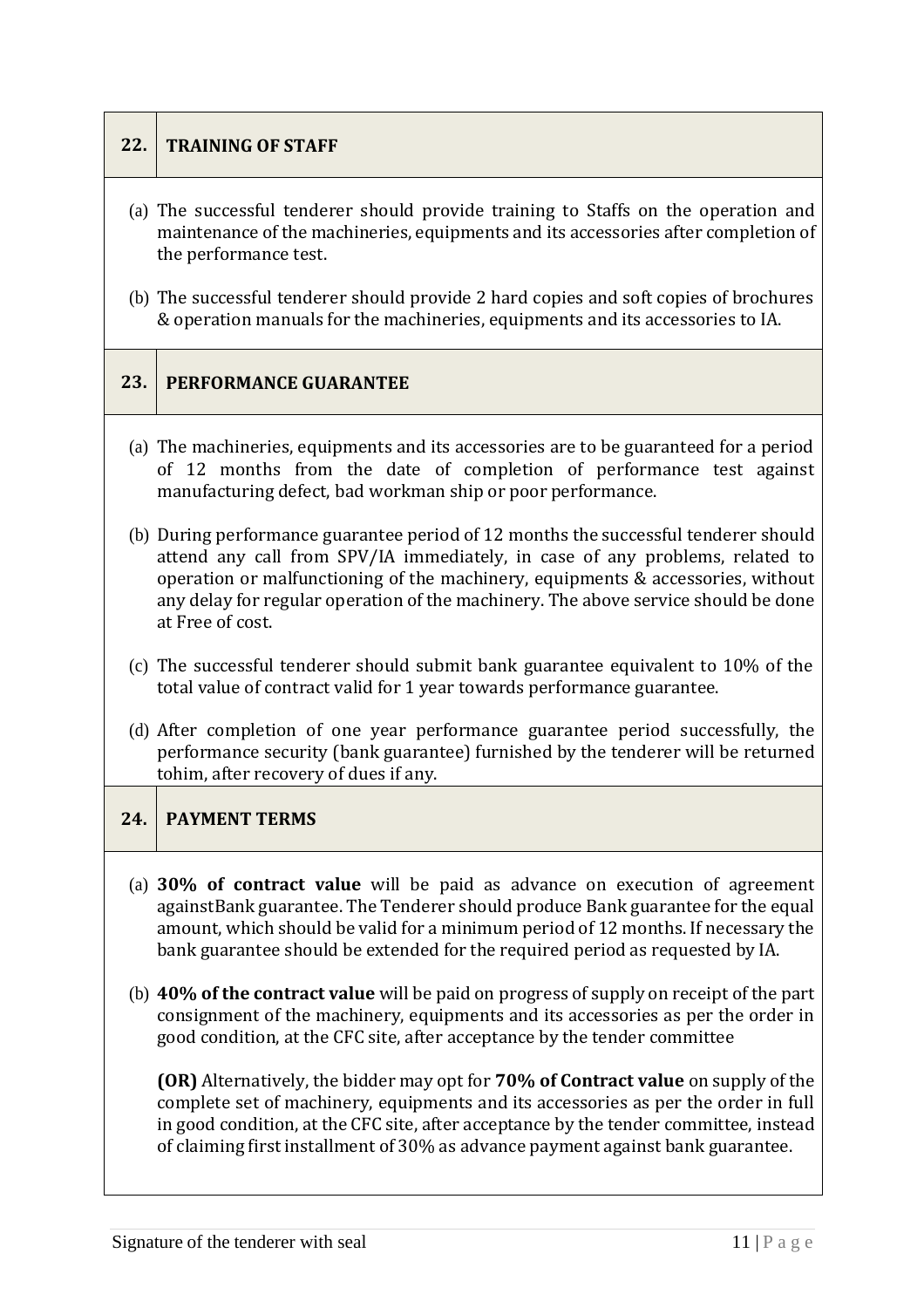## 22. TRAINING OF STAFF

(a) The successful tenderer should provide training to Staffs on the operation and maintenance of the machineries, equipments and its accessories after completion of the performance test.

(b) The successful tenderer should provide 2 hard copies and soft copies of brochures & operation manuals for the machineries, equipments and its accessories to IA.

## 23. PERFORMANCE GUARANTEE

(a) The machineries, equipments and its accessories are to be guaranteed for a period of 12 months from the date of completion of performance test against manufacturing defect, bad workman ship or poor performance.

(b) During performance guarantee period of 12 months the successful tenderer should attend any call from SPV/IA immediately, in case of any problems, related to operation or malfunctioning of the machinery, equipments & accessories, without any delay for regular operation of the machinery. The above service should be done at Free of cost.

(c) The successful tenderer should submit bank guarantee equivalent to 10% of the total value of contract valid for 1 year towards performance guarantee.

(d) After completion of one year performance guarantee period successfully, the performance security (bank guarantee) furnished by the tenderer will be returned tohim, after recovery of dues if any.

## 24. PAYMENT TERMS

(a) **30% of contract value** will be paid as advance on execution of agreement againstBank guarantee. The Tenderer should produce Bank guarantee for the equal amount, which should be valid for a minimum period of 12 months. If necessary the bank guarantee should be extended for the required period as requested by IA.

(b) **40% of the contract value** will be paid on progress of supply on receipt of the part consignment of the machinery, equipments and its accessories as per the order in good condition, at the CFC site, after acceptance by the tender committee

**(OR)** Alternatively, the bidder may opt for **70% of Contract value** on supply of the complete set of machinery, equipments and its accessories as per the order in full in good condition, at the CFC site, after acceptance by the tender committee, instead of claiming first installment of 30% as advance payment against bank guarantee.

Signature of the tenderer with seal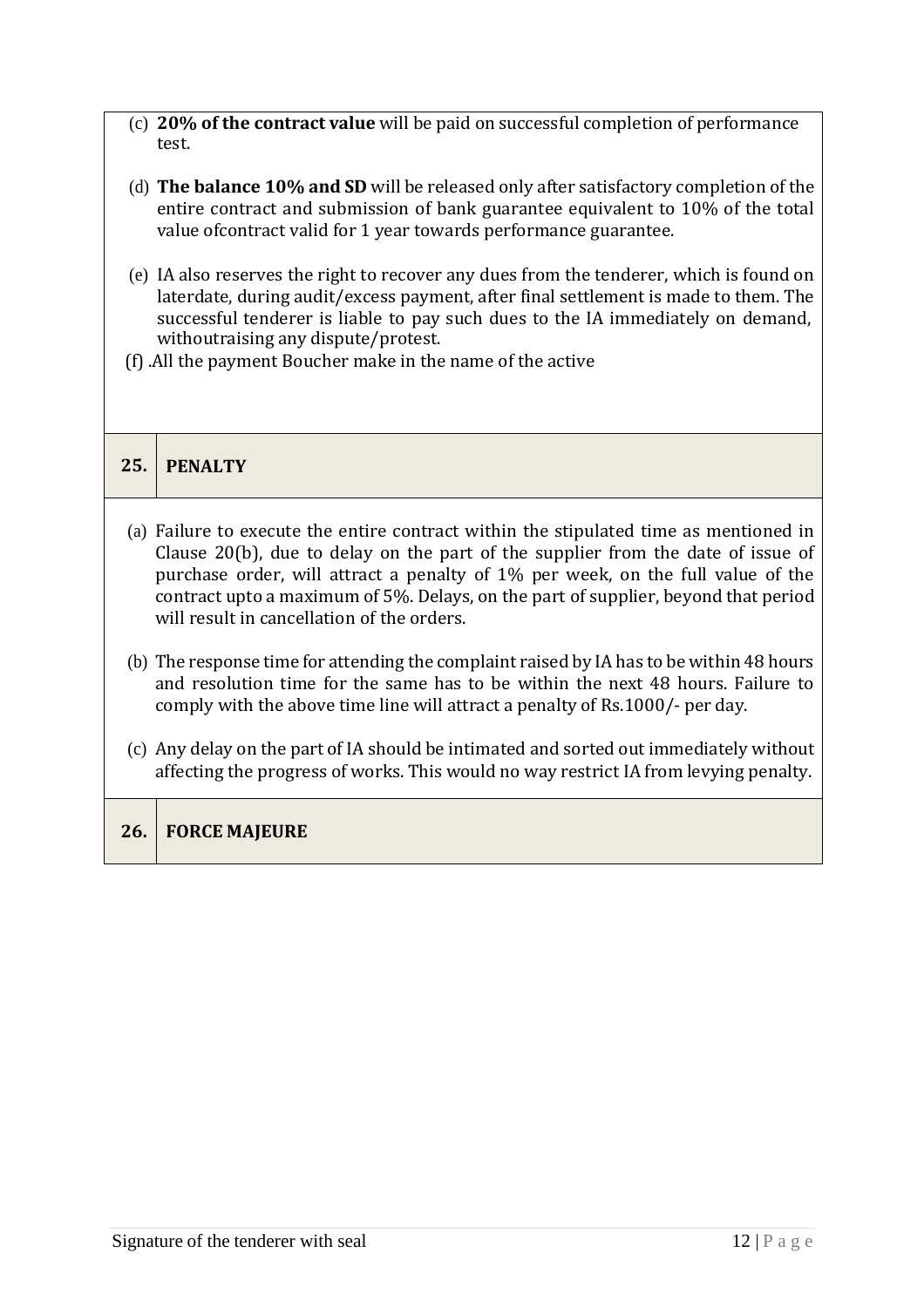(c) **20% of the contract value** will be paid on successful completion of performance test.

(d) **The balance 10% and SD** will be released only after satisfactory completion of the entire contract and submission of bank guarantee equivalent to 10% of the total value ofcontract valid for 1 year towards performance guarantee.

(e) IA also reserves the right to recover any dues from the tenderer, which is found on laterdate, during audit/excess payment, after final settlement is made to them. The successful tenderer is liable to pay such dues to the IA immediately on demand, withoutraising any dispute/protest.

(f) .All the payment Boucher make in the name of the active

## 25. PENALTY

(a) Failure to execute the entire contract within the stipulated time as mentioned in Clause 20(b), due to delay on the part of the supplier from the date of issue of purchase order, will attract a penalty of 1% per week, on the full value of the contract upto a maximum of 5%. Delays, on the part of supplier, beyond that period will result in cancellation of the orders.

(b) The response time for attending the complaint raised by IA has to be within 48 hours and resolution time for the same has to be within the next 48 hours. Failure to comply with the above time line will attract a penalty of Rs.1000/- per day.

(c) Any delay on the part of IA should be intimated and sorted out immediately without affecting the progress of works. This would no way restrict IA from levying penalty.

## 26. FORCE MAJEURE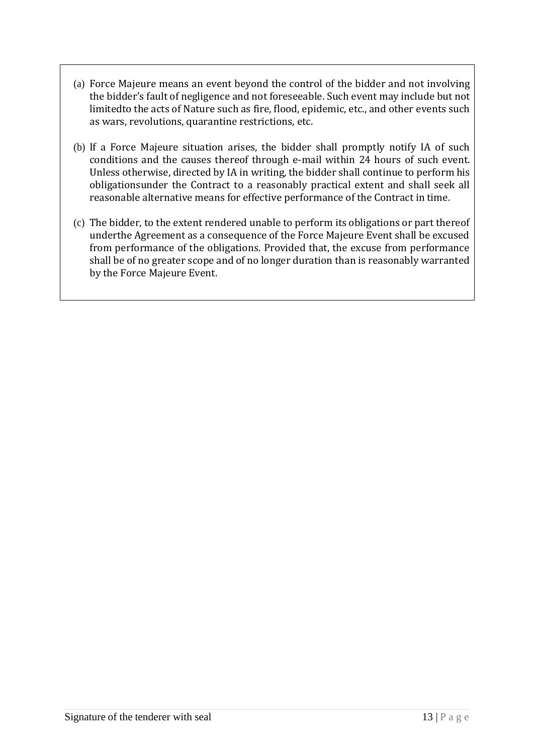(a) Force Majeure means an event beyond the control of the bidder and not involving the bidder's fault of negligence and not foreseeable. Such event may include but not limitedto the acts of Nature such as fire, flood, epidemic, etc., and other events such as wars, revolutions, quarantine restrictions, etc.

(b) If a Force Majeure situation arises, the bidder shall promptly notify IA of such conditions and the causes thereof through e-mail within 24 hours of such event. Unless otherwise, directed by IA in writing, the bidder shall continue to perform his obligationsunder the Contract to a reasonably practical extent and shall seek all reasonable alternative means for effective performance of the Contract in time.

(c) The bidder, to the extent rendered unable to perform its obligations or part thereof underthe Agreement as a consequence of the Force Majeure Event shall be excused from performance of the obligations. Provided that, the excuse from performance shall be of no greater scope and of no longer duration than is reasonably warranted by the Force Majeure Event.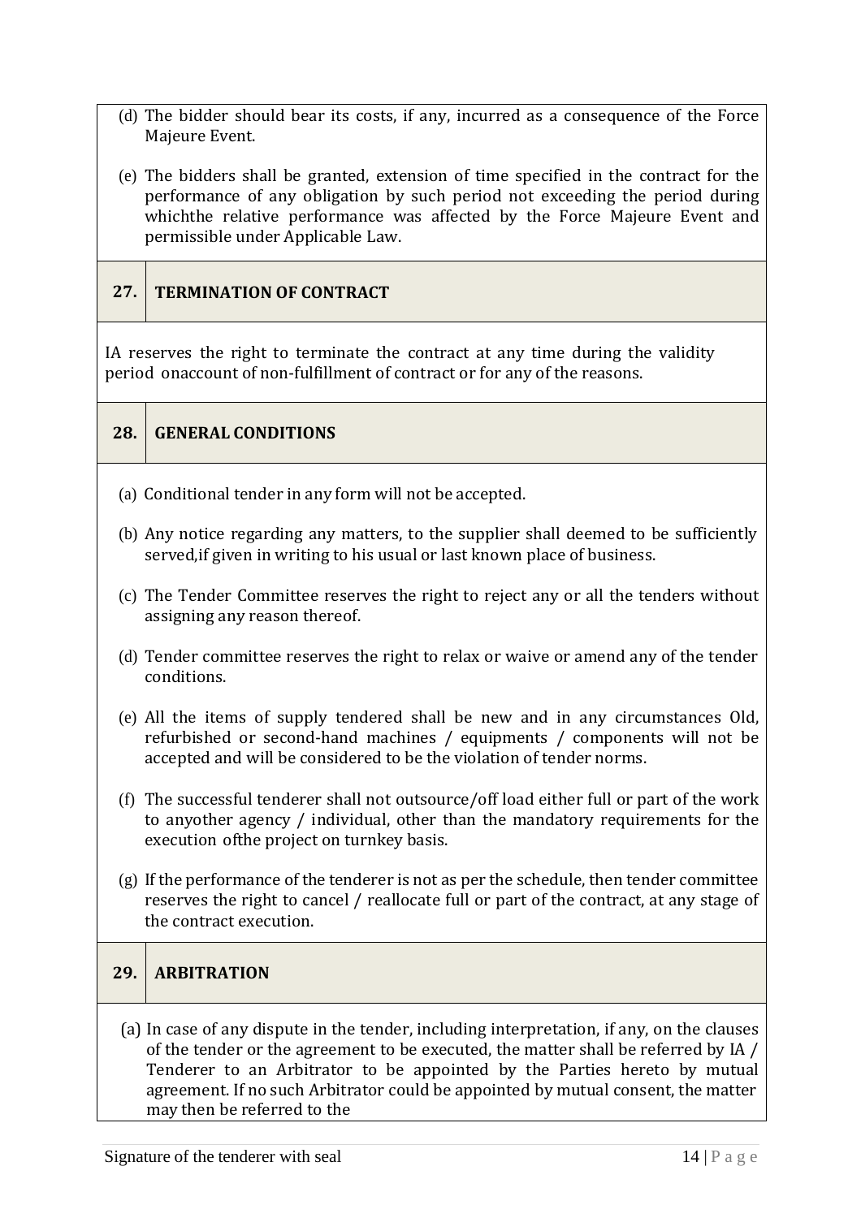(d) The bidder should bear its costs, if any, incurred as a consequence of the Force Majeure Event.

(e) The bidders shall be granted, extension of time specified in the contract for the performance of any obligation by such period not exceeding the period during whichthe relative performance was affected by the Force Majeure Event and permissible under Applicable Law.

## 27. TERMINATION OF CONTRACT

IA reserves the right to terminate the contract at any time during the validity period onaccount of non-fulfillment of contract or for any of the reasons.

## 28. GENERAL CONDITIONS

(a) Conditional tender in any form will not be accepted.

(b) Any notice regarding any matters, to the supplier shall deemed to be sufficiently served,if given in writing to his usual or last known place of business.

(c) The Tender Committee reserves the right to reject any or all the tenders without assigning any reason thereof.

(d) Tender committee reserves the right to relax or waive or amend any of the tender conditions.

(e) All the items of supply tendered shall be new and in any circumstances Old, refurbished or second-hand machines / equipments / components will not be accepted and will be considered to be the violation of tender norms.

(f) The successful tenderer shall not outsource/off load either full or part of the work to anyother agency / individual, other than the mandatory requirements for the execution ofthe project on turnkey basis.

(g) If the performance of the tenderer is not as per the schedule, then tender committee reserves the right to cancel / reallocate full or part of the contract, at any stage of the contract execution.

## 29. ARBITRATION

(a) In case of any dispute in the tender, including interpretation, if any, on the clauses of the tender or the agreement to be executed, the matter shall be referred by IA / Tenderer to an Arbitrator to be appointed by the Parties hereto by mutual agreement. If no such Arbitrator could be appointed by mutual consent, the matter may then be referred to the

Signature of the tenderer with seal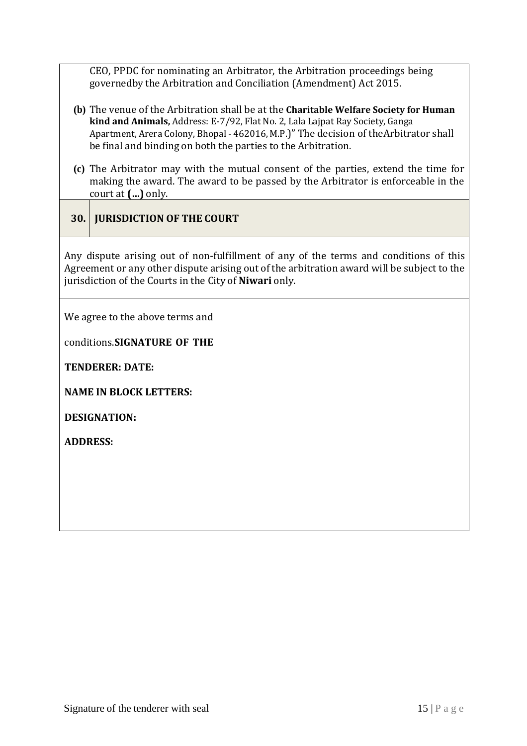CEO, PPDC for nominating an Arbitrator, the Arbitration proceedings being governedby the Arbitration and Conciliation (Amendment) Act 2015.

**(b)** The venue of the Arbitration shall be at the **Charitable Welfare Society for Human kind and Animals,** Address: E-7/92, Flat No. 2, Lala Lajpat Ray Society, Ganga Apartment, Arera Colony, Bhopal - 462016, M.P.)" The decision of theArbitrator shall be final and binding on both the parties to the Arbitration.

**(c)** The Arbitrator may with the mutual consent of the parties, extend the time for making the award. The award to be passed by the Arbitrator is enforceable in the court at **(...)** only.

## 30. JURISDICTION OF THE COURT

Any dispute arising out of non-fulfillment of any of the terms and conditions of this Agreement or any other dispute arising out of the arbitration award will be subject to the jurisdiction of the Courts in the City of **Niwari** only.

We agree to the above terms and

conditions.**SIGNATURE OF THE**

**TENDERER: DATE:**

**NAME IN BLOCK LETTERS:**

**DESIGNATION:**

**ADDRESS:**

Signature of the tenderer with seal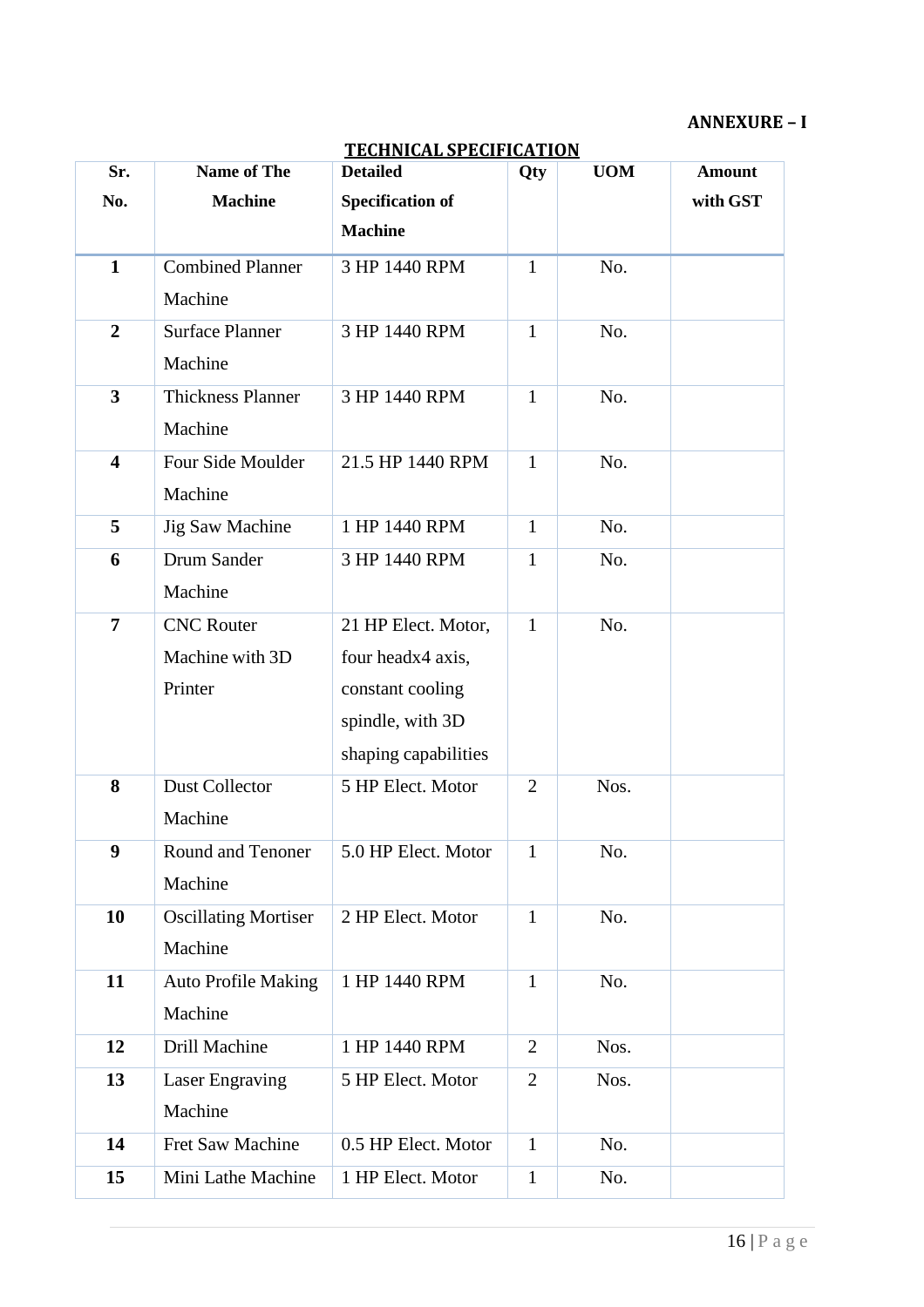**ANNEXURE – I**

## TECHNICAL SPECIFICATION

| Sr. No. | Name of The Machine | Detailed Specification of Machine | Qty | UOM | Amount with GST |
|---|---|---|---|---|---|
| **1** | Combined Planner Machine | 3 HP 1440 RPM | 1 | No. | |
| **2** | Surface Planner Machine | 3 HP 1440 RPM | 1 | No. | |
| **3** | Thickness Planner Machine | 3 HP 1440 RPM | 1 | No. | |
| **4** | Four Side Moulder Machine | 21.5 HP 1440 RPM | 1 | No. | |
| **5** | Jig Saw Machine | 1 HP 1440 RPM | 1 | No. | |
| **6** | Drum Sander Machine | 3 HP 1440 RPM | 1 | No. | |
| **7** | CNC Router Machine with 3D Printer | 21 HP Elect. Motor, four headx4 axis, constant cooling spindle, with 3D shaping capabilities | 1 | No. | |
| **8** | Dust Collector Machine | 5 HP Elect. Motor | 2 | Nos. | |
| **9** | Round and Tenoner Machine | 5.0 HP Elect. Motor | 1 | No. | |
| **10** | Oscillating Mortiser Machine | 2 HP Elect. Motor | 1 | No. | |
| **11** | Auto Profile Making Machine | 1 HP 1440 RPM | 1 | No. | |
| **12** | Drill Machine | 1 HP 1440 RPM | 2 | Nos. | |
| **13** | Laser Engraving Machine | 5 HP Elect. Motor | 2 | Nos. | |
| **14** | Fret Saw Machine | 0.5 HP Elect. Motor | 1 | No. | |
| **15** | Mini Lathe Machine | 1 HP Elect. Motor | 1 | No. | |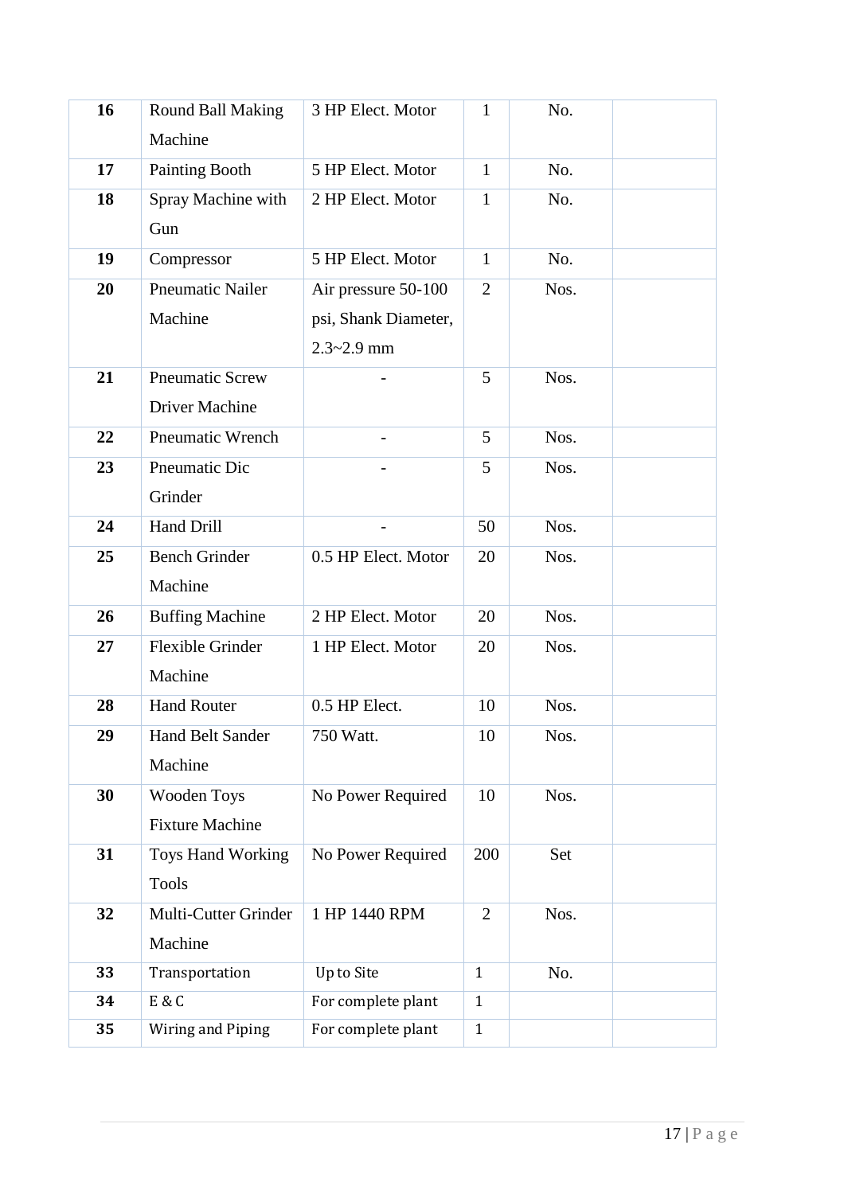| 16 | Round Ball Making Machine | 3 HP Elect. Motor | 1 | No. | |
|---|---|---|---|---|---|
| 17 | Painting Booth | 5 HP Elect. Motor | 1 | No. | |
| 18 | Spray Machine with Gun | 2 HP Elect. Motor | 1 | No. | |
| 19 | Compressor | 5 HP Elect. Motor | 1 | No. | |
| 20 | Pneumatic Nailer Machine | Air pressure 50-100 psi, Shank Diameter, 2.3~2.9 mm | 2 | Nos. | |
| 21 | Pneumatic Screw Driver Machine | - | 5 | Nos. | |
| 22 | Pneumatic Wrench | - | 5 | Nos. | |
| 23 | Pneumatic Dic Grinder | - | 5 | Nos. | |
| 24 | Hand Drill | - | 50 | Nos. | |
| 25 | Bench Grinder Machine | 0.5 HP Elect. Motor | 20 | Nos. | |
| 26 | Buffing Machine | 2 HP Elect. Motor | 20 | Nos. | |
| 27 | Flexible Grinder Machine | 1 HP Elect. Motor | 20 | Nos. | |
| 28 | Hand Router | 0.5 HP Elect. | 10 | Nos. | |
| 29 | Hand Belt Sander Machine | 750 Watt. | 10 | Nos. | |
| 30 | Wooden Toys Fixture Machine | No Power Required | 10 | Nos. | |
| 31 | Toys Hand Working Tools | No Power Required | 200 | Set | |
| 32 | Multi-Cutter Grinder Machine | 1 HP 1440 RPM | 2 | Nos. | |
| 33 | Transportation | Up to Site | 1 | No. | |
| 34 | E & C | For complete plant | 1 | | |
| 35 | Wiring and Piping | For complete plant | 1 | | |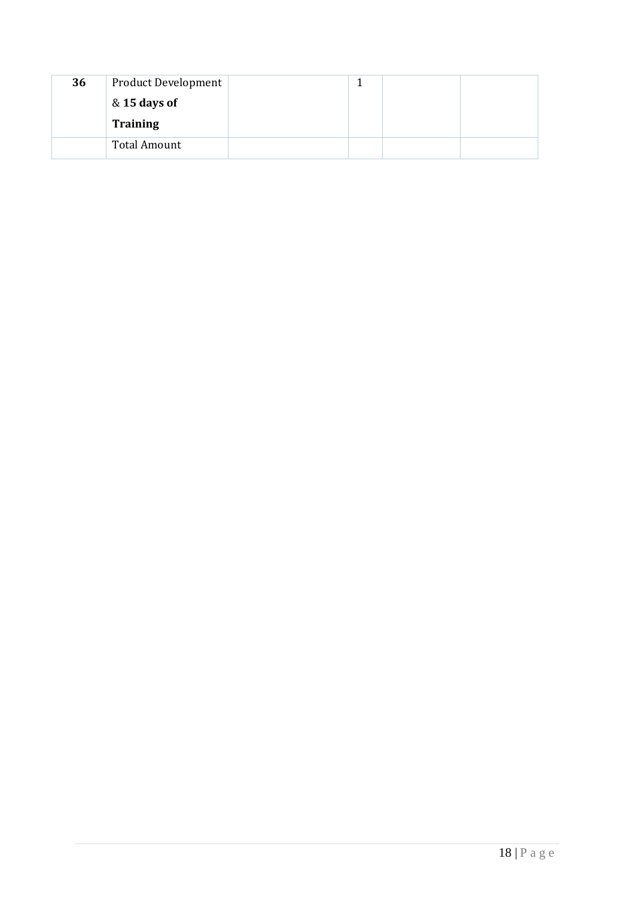| **36** | Product Development & **15 days of Training** | | 1 | | |
|---|---|---|---|---|---|
| | Total Amount | | | | |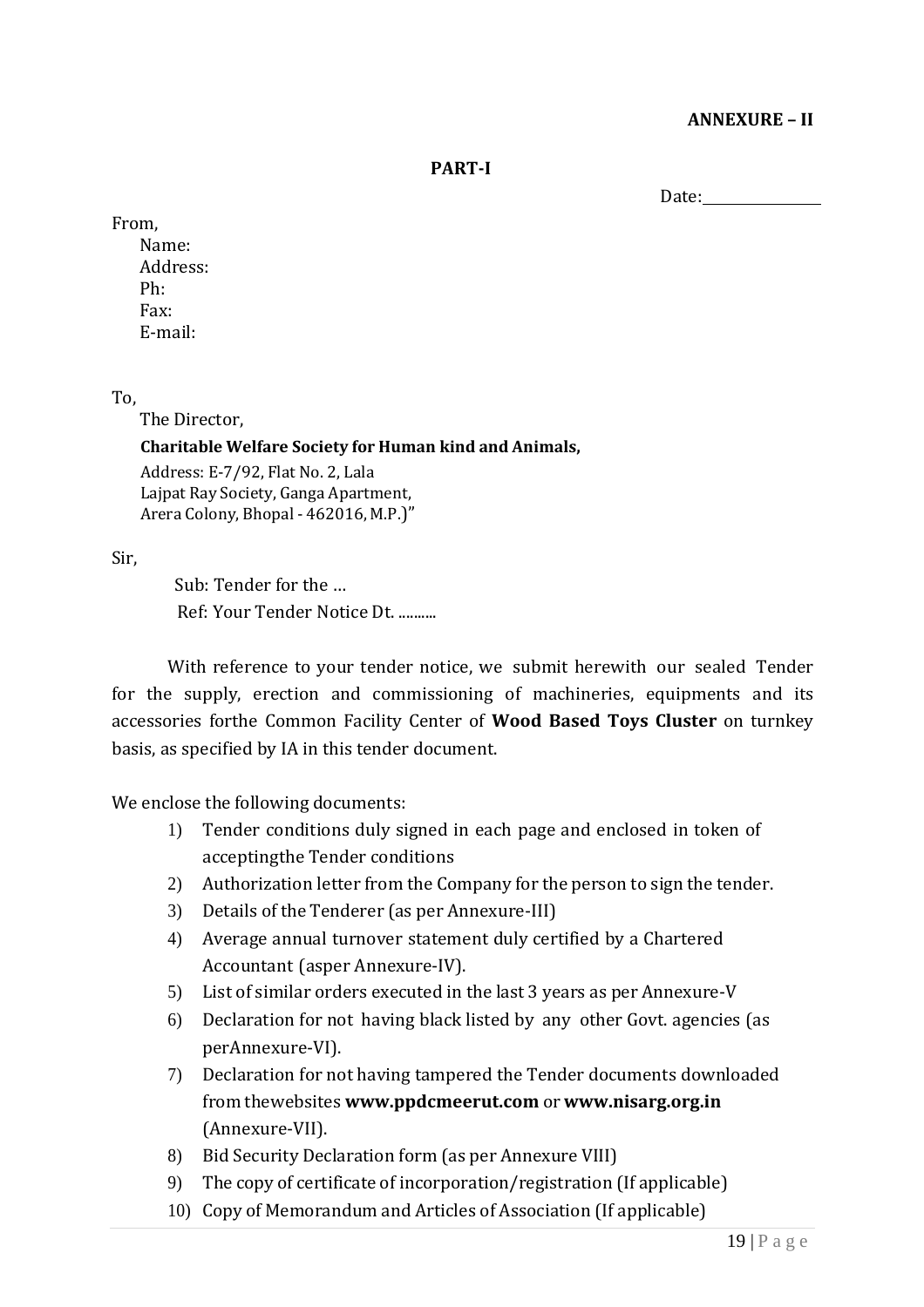**ANNEXURE – II**

**PART-I**

Date:\_\_\_\_\_\_\_\_\_\_\_\_\_\_\_

From,

Name:
Address:
Ph:
Fax:
E-mail:

To,

The Director,

**Charitable Welfare Society for Human kind and Animals,**

Address: E-7/92, Flat No. 2, Lala
Lajpat Ray Society, Ganga Apartment,
Arera Colony, Bhopal - 462016, M.P.)"

Sir,

Sub: Tender for the …
Ref: Your Tender Notice Dt. ..........

With reference to your tender notice, we submit herewith our sealed Tender for the supply, erection and commissioning of machineries, equipments and its accessories forthe Common Facility Center of **Wood Based Toys Cluster** on turnkey basis, as specified by IA in this tender document.

We enclose the following documents:

1) Tender conditions duly signed in each page and enclosed in token of acceptingthe Tender conditions
2) Authorization letter from the Company for the person to sign the tender.
3) Details of the Tenderer (as per Annexure-III)
4) Average annual turnover statement duly certified by a Chartered Accountant (asper Annexure-IV).
5) List of similar orders executed in the last 3 years as per Annexure-V
6) Declaration for not having black listed by any other Govt. agencies (as perAnnexure-VI).
7) Declaration for not having tampered the Tender documents downloaded from thewebsites **www.ppdcmeerut.com** or **www.nisarg.org.in** (Annexure-VII).
8) Bid Security Declaration form (as per Annexure VIII)
9) The copy of certificate of incorporation/registration (If applicable)
10) Copy of Memorandum and Articles of Association (If applicable)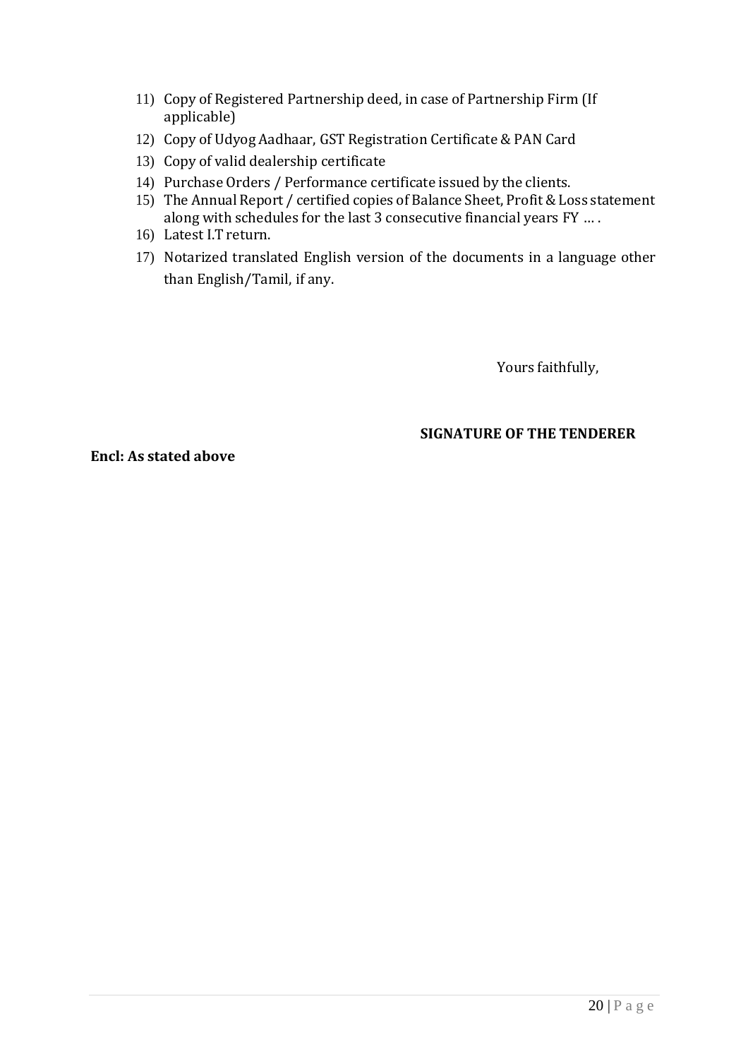11) Copy of Registered Partnership deed, in case of Partnership Firm (If applicable)
12) Copy of Udyog Aadhaar, GST Registration Certificate & PAN Card
13) Copy of valid dealership certificate
14) Purchase Orders / Performance certificate issued by the clients.
15) The Annual Report / certified copies of Balance Sheet, Profit & Loss statement along with schedules for the last 3 consecutive financial years FY … .
16) Latest I.T return.
17) Notarized translated English version of the documents in a language other than English/Tamil, if any.

Yours faithfully,

**SIGNATURE OF THE TENDERER**

**Encl: As stated above**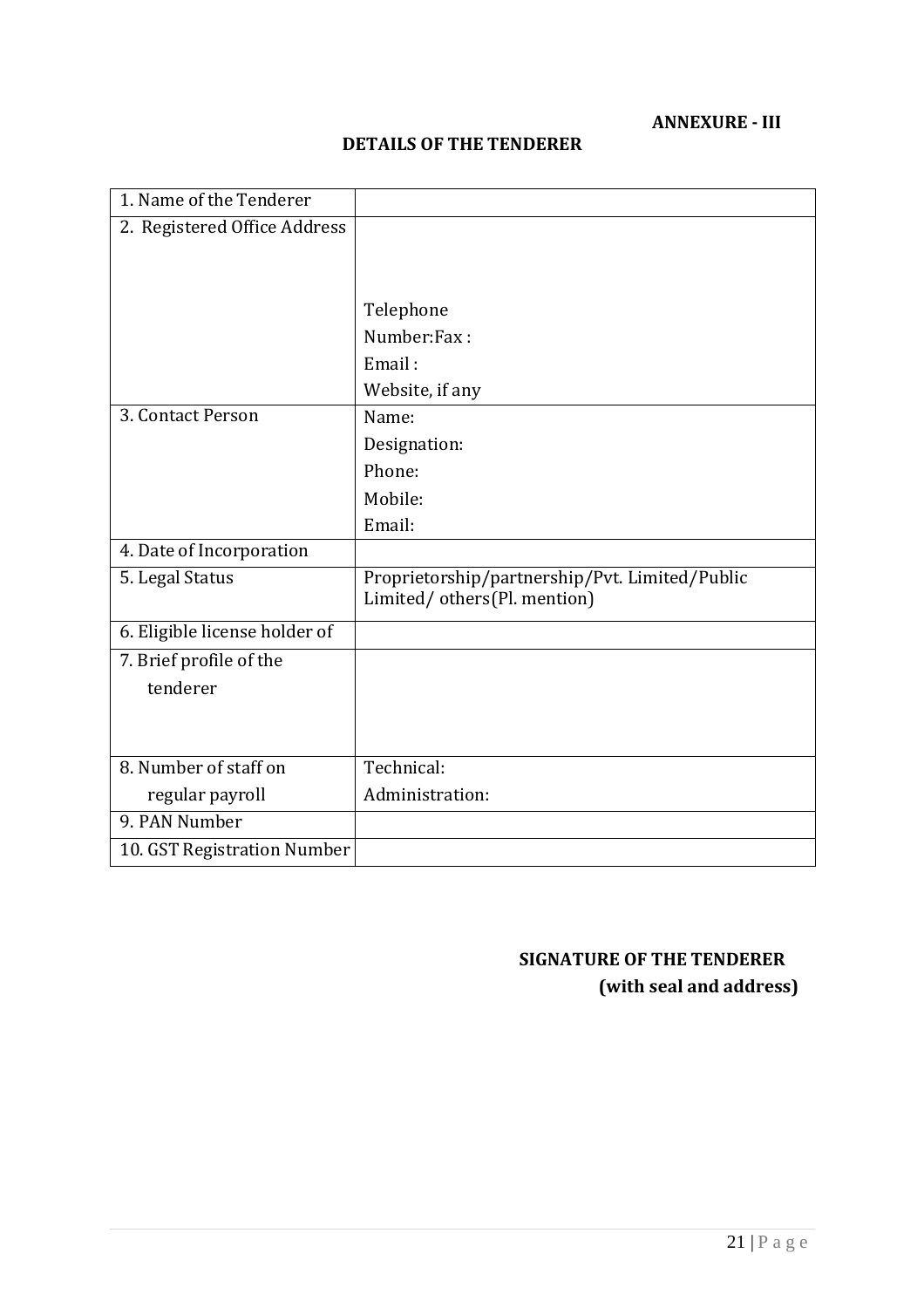**ANNEXURE - III**

## DETAILS OF THE TENDERER

| 1. Name of the Tenderer | |
|---|---|
| 2. Registered Office Address | <br><br><br>Telephone<br>Number:Fax :<br>Email :<br>Website, if any |
| 3. Contact Person | Name:<br>Designation:<br>Phone:<br>Mobile:<br>Email: |
| 4. Date of Incorporation | |
| 5. Legal Status | Proprietorship/partnership/Pvt. Limited/Public Limited/ others(Pl. mention) |
| 6. Eligible license holder of | |
| 7. Brief profile of the tenderer | |
| 8. Number of staff on regular payroll | Technical:<br>Administration: |
| 9. PAN Number | |
| 10. GST Registration Number | |

**SIGNATURE OF THE TENDERER**
**(with seal and address)**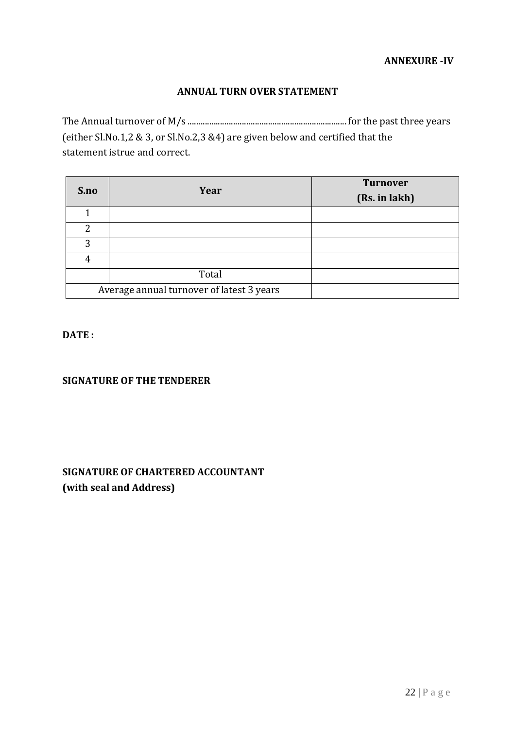**ANNEXURE -IV**

## ANNUAL TURN OVER STATEMENT

The Annual turnover of M/s ........................................................................ for the past three years (either Sl.No.1,2 & 3, or Sl.No.2,3 &4) are given below and certified that the statement istrue and correct.

| S.no | Year | Turnover (Rs. in lakh) |
|---|---|---|
| 1 | | |
| 2 | | |
| 3 | | |
| 4 | | |
| | Total | |
| Average annual turnover of latest 3 years | | |

**DATE :**

**SIGNATURE OF THE TENDERER**

**SIGNATURE OF CHARTERED ACCOUNTANT**
**(with seal and Address)**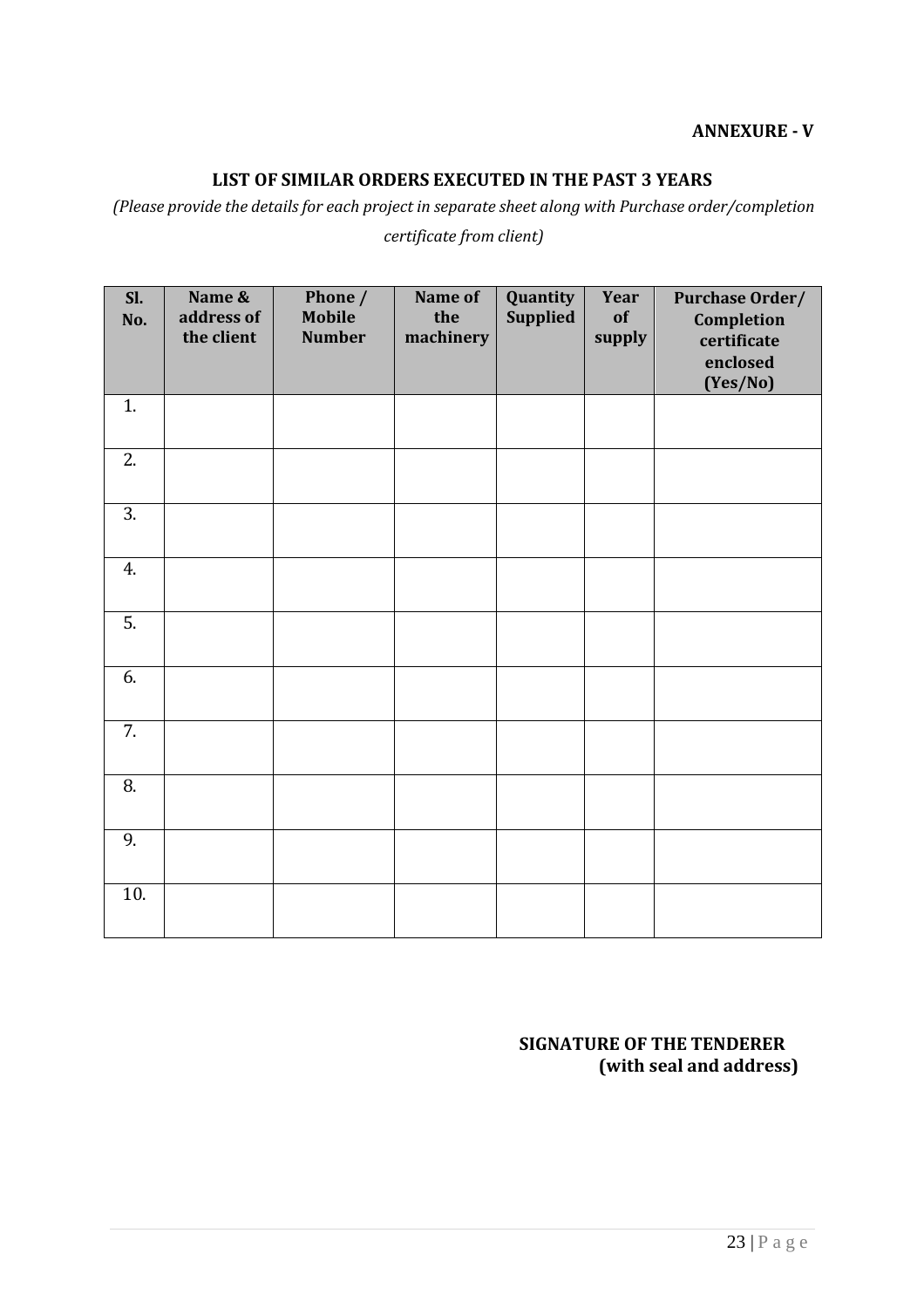**ANNEXURE - V**

## LIST OF SIMILAR ORDERS EXECUTED IN THE PAST 3 YEARS

*(Please provide the details for each project in separate sheet along with Purchase order/completion certificate from client)*

| Sl. No. | Name & address of the client | Phone / Mobile Number | Name of the machinery | Quantity Supplied | Year of supply | Purchase Order/ Completion certificate enclosed (Yes/No) |
|---|---|---|---|---|---|---|
| 1. | | | | | | |
| 2. | | | | | | |
| 3. | | | | | | |
| 4. | | | | | | |
| 5. | | | | | | |
| 6. | | | | | | |
| 7. | | | | | | |
| 8. | | | | | | |
| 9. | | | | | | |
| 10. | | | | | | |

**SIGNATURE OF THE TENDERER**
**(with seal and address)**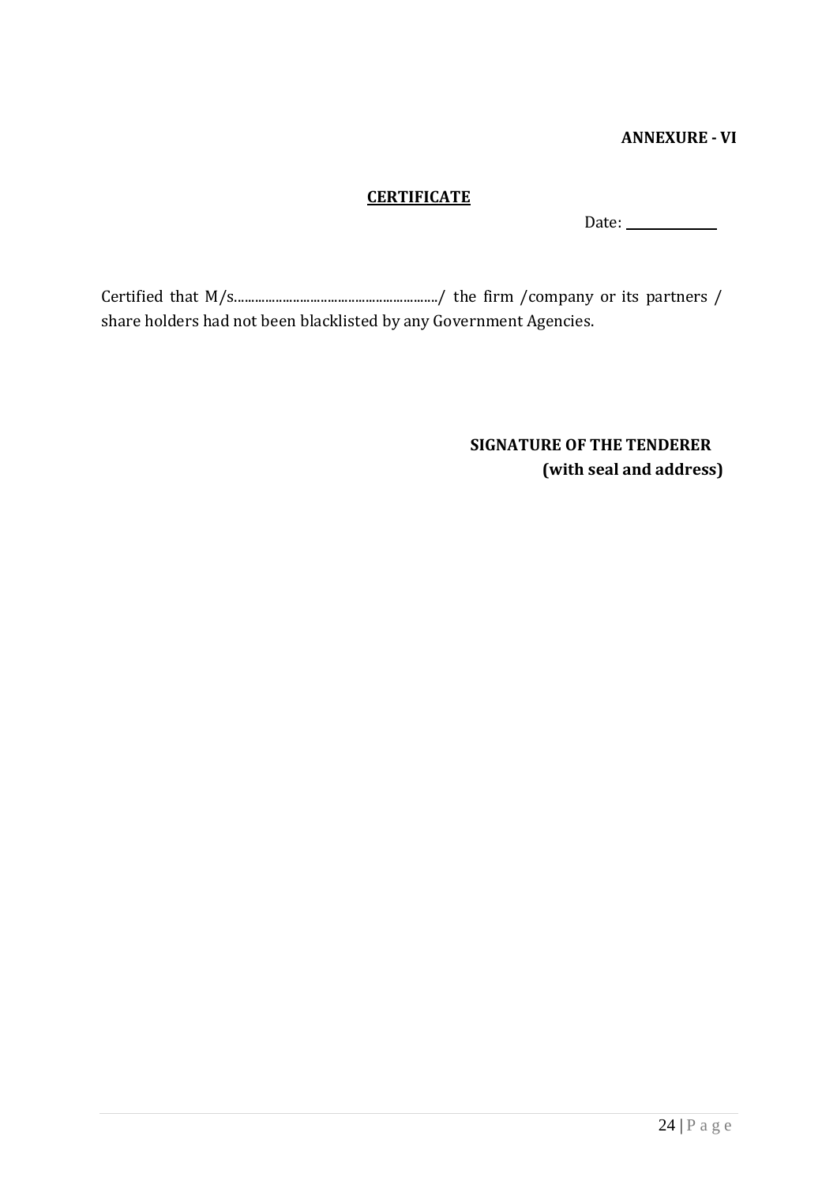**ANNEXURE - VI**

## CERTIFICATE

Date: ____________

Certified that M/s............................................................/ the firm /company or its partners / share holders had not been blacklisted by any Government Agencies.

**SIGNATURE OF THE TENDERER**
**(with seal and address)**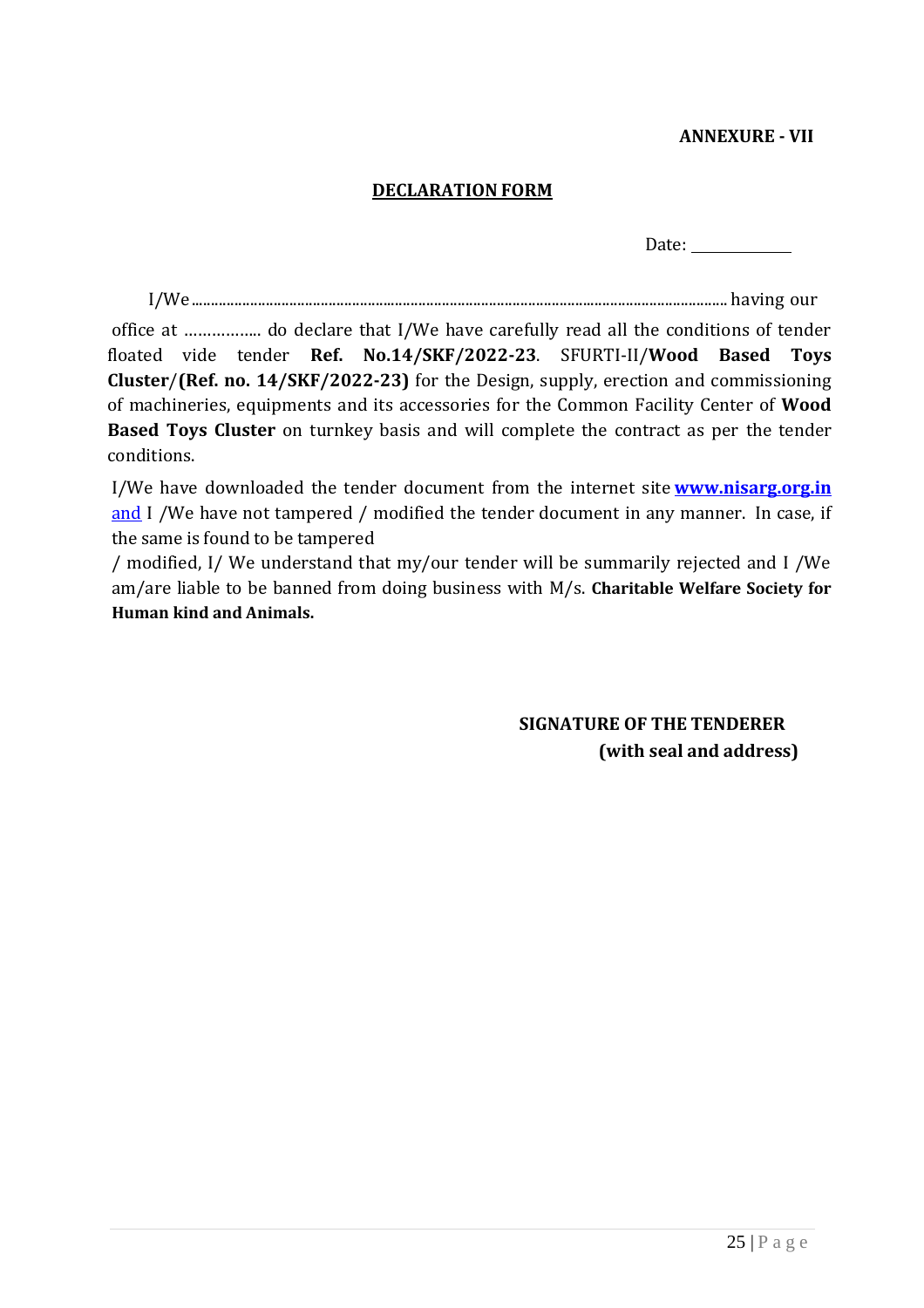**ANNEXURE - VII**

**DECLARATION FORM**

Date: ____________

I/We ........................................................................................................................................ having our office at …………... do declare that I/We have carefully read all the conditions of tender floated vide tender **Ref. No.14/SKF/2022-23**. SFURTI-II/**Wood Based Toys Cluster/(Ref. no. 14/SKF/2022-23)** for the Design, supply, erection and commissioning of machineries, equipments and its accessories for the Common Facility Center of **Wood Based Toys Cluster** on turnkey basis and will complete the contract as per the tender conditions.

I/We have downloaded the tender document from the internet site **www.nisarg.org.in** and I /We have not tampered / modified the tender document in any manner. In case, if the same is found to be tampered / modified, I/ We understand that my/our tender will be summarily rejected and I /We am/are liable to be banned from doing business with M/s. **Charitable Welfare Society for Human kind and Animals.**

**SIGNATURE OF THE TENDERER**
**(with seal and address)**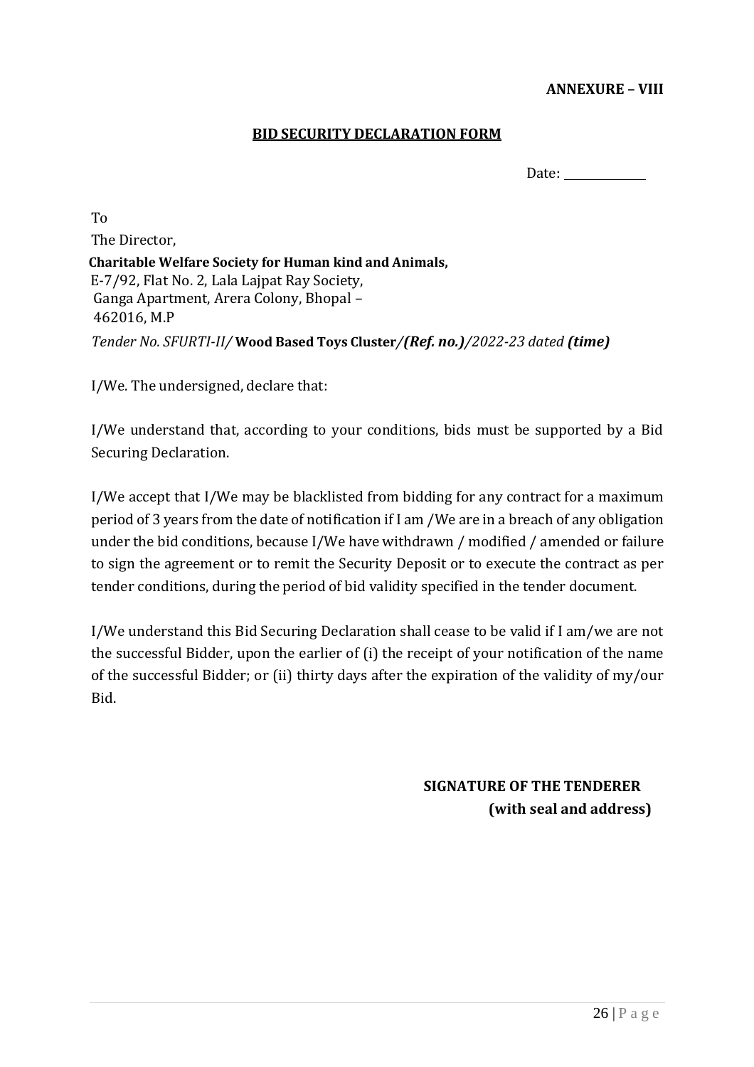**ANNEXURE – VIII**

**BID SECURITY DECLARATION FORM**

Date: ____________

To

The Director,

**Charitable Welfare Society for Human kind and Animals,**
E-7/92, Flat No. 2, Lala Lajpat Ray Society,
Ganga Apartment, Arera Colony, Bhopal – 462016, M.P

*Tender No. SFURTI-II/* **Wood Based Toys Cluster** */**(Ref. no.)**/2022-23 dated **(time)***

I/We. The undersigned, declare that:

I/We understand that, according to your conditions, bids must be supported by a Bid Securing Declaration.

I/We accept that I/We may be blacklisted from bidding for any contract for a maximum period of 3 years from the date of notification if I am /We are in a breach of any obligation under the bid conditions, because I/We have withdrawn / modified / amended or failure to sign the agreement or to remit the Security Deposit or to execute the contract as per tender conditions, during the period of bid validity specified in the tender document.

I/We understand this Bid Securing Declaration shall cease to be valid if I am/we are not the successful Bidder, upon the earlier of (i) the receipt of your notification of the name of the successful Bidder; or (ii) thirty days after the expiration of the validity of my/our Bid.

**SIGNATURE OF THE TENDERER**
**(with seal and address)**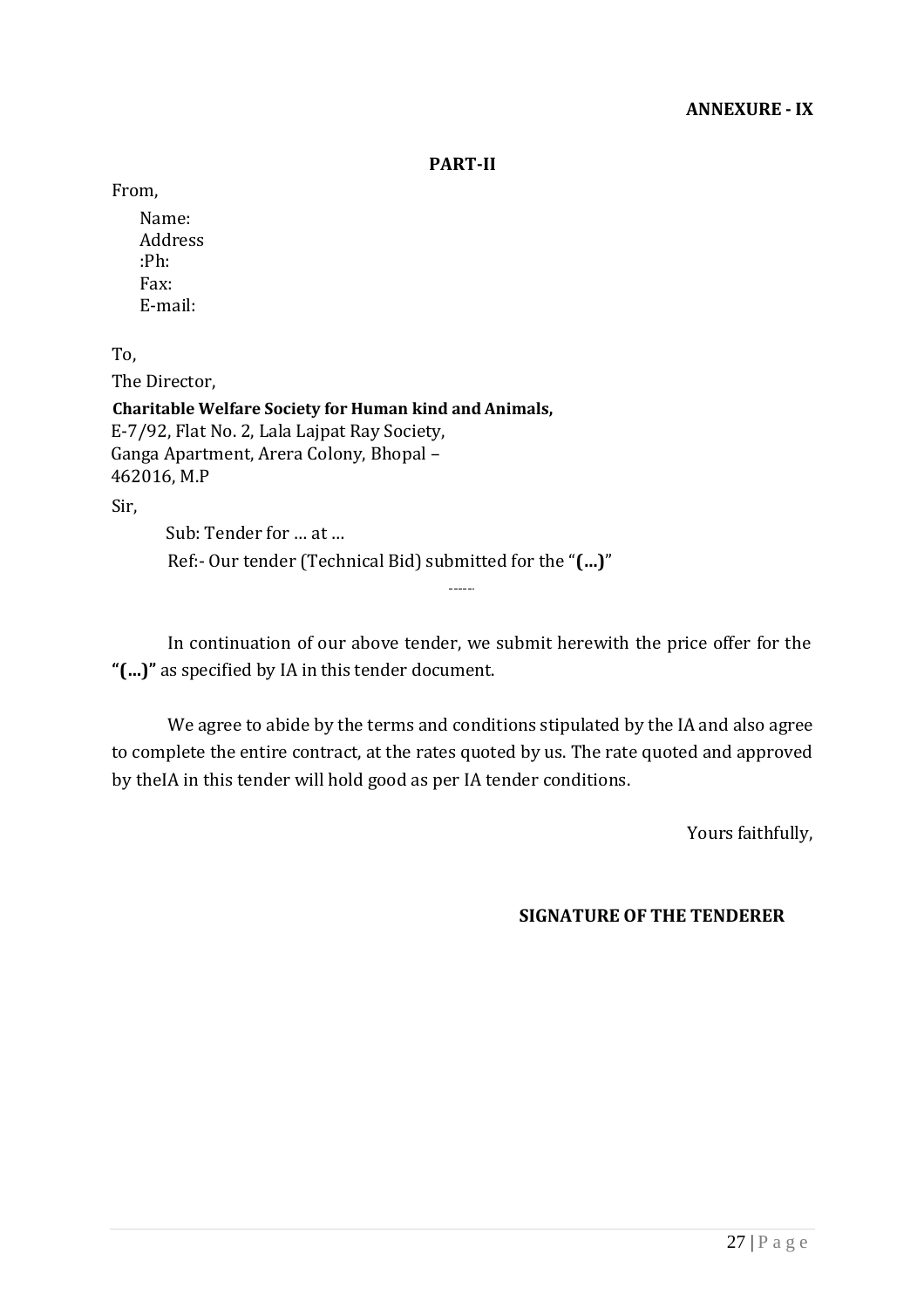**ANNEXURE - IX**

**PART-II**

From,

Name:
Address
:Ph:
Fax:
E-mail:

To,

The Director,

**Charitable Welfare Society for Human kind and Animals,**
E-7/92, Flat No. 2, Lala Lajpat Ray Society,
Ganga Apartment, Arera Colony, Bhopal –
462016, M.P

Sir,

Sub: Tender for … at …

Ref:- Our tender (Technical Bid) submitted for the "**(…)**"

-----

In continuation of our above tender, we submit herewith the price offer for the **"(…)"** as specified by IA in this tender document.

We agree to abide by the terms and conditions stipulated by the IA and also agree to complete the entire contract, at the rates quoted by us. The rate quoted and approved by theIA in this tender will hold good as per IA tender conditions.

Yours faithfully,

**SIGNATURE OF THE TENDERER**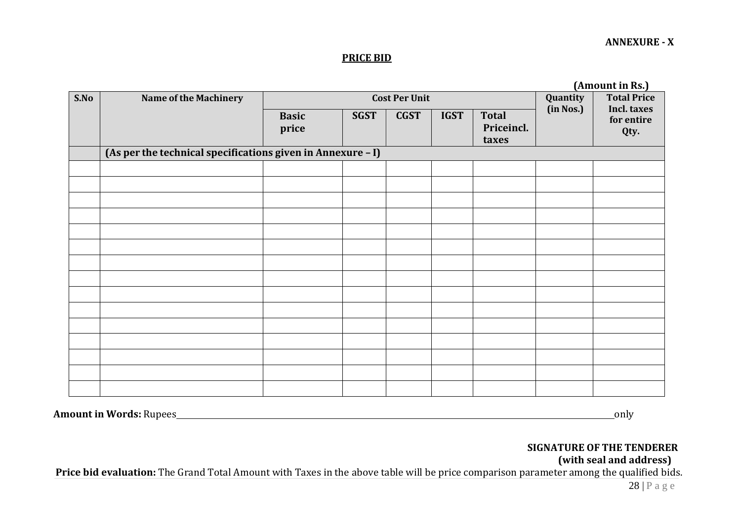**ANNEXURE - X**

**PRICE BID**

**(Amount in Rs.)**

| S.No | Name of the Machinery | Cost Per Unit | | | | | Quantity (in Nos.) | Total Price Incl. taxes for entire Qty. |
|---|---|---|---|---|---|---|---|---|
| | | Basic price | SGST | CGST | IGST | Total Priceincl. taxes | | |
| | **(As per the technical specifications given in Annexure – I)** | | | | | | | |
| | | | | | | | | |
| | | | | | | | | |
| | | | | | | | | |
| | | | | | | | | |
| | | | | | | | | |
| | | | | | | | | |
| | | | | | | | | |
| | | | | | | | | |
| | | | | | | | | |
| | | | | | | | | |
| | | | | | | | | |
| | | | | | | | | |
| | | | | | | | | |
| | | | | | | | | |
| | | | | | | | | |

**Amount in Words:** Rupees\_\_\_\_\_\_\_\_\_\_\_\_\_\_\_\_\_\_\_\_\_\_\_\_\_\_\_\_\_\_\_\_\_\_\_\_\_\_\_\_\_\_\_\_\_\_\_\_\_\_\_\_only

**SIGNATURE OF THE TENDERER**
**(with seal and address)**

**Price bid evaluation:** The Grand Total Amount with Taxes in the above table will be price comparison parameter among the qualified bids.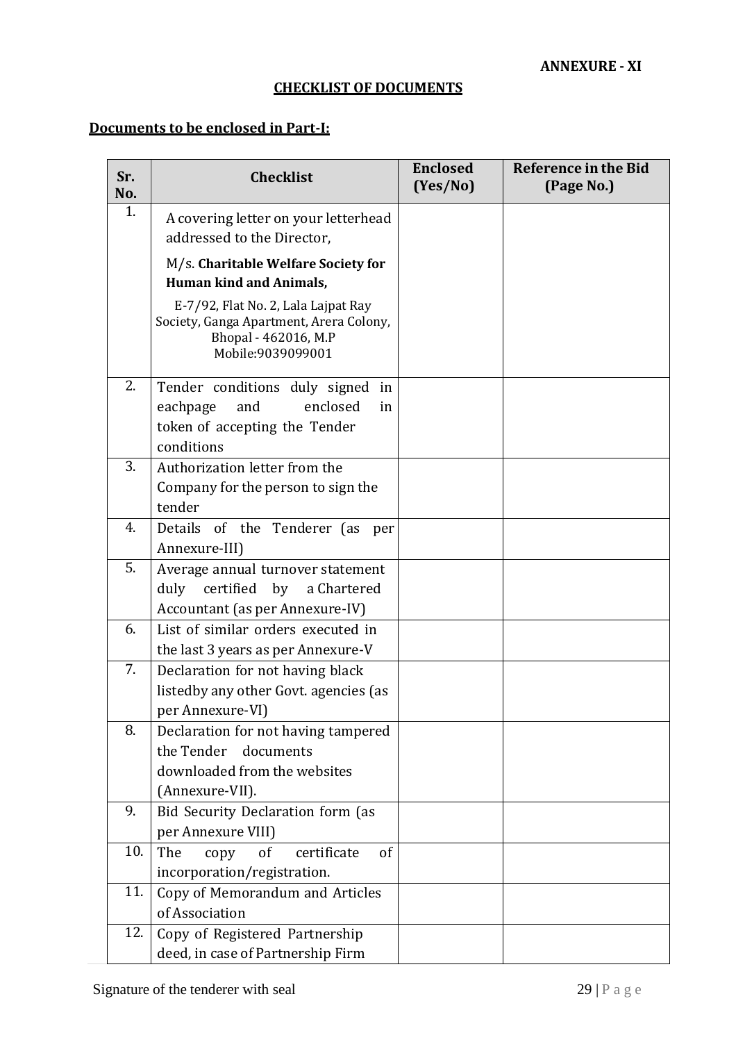**ANNEXURE - XI**

**CHECKLIST OF DOCUMENTS**

**Documents to be enclosed in Part-I:**

| Sr. No. | Checklist | Enclosed (Yes/No) | Reference in the Bid (Page No.) |
|---|---|---|---|
| 1. | A covering letter on your letterhead addressed to the Director, M/s. **Charitable Welfare Society for Human kind and Animals,** E-7/92, Flat No. 2, Lala Lajpat Ray Society, Ganga Apartment, Arera Colony, Bhopal - 462016, M.P Mobile:9039099001 | | |
| 2. | Tender conditions duly signed in eachpage and enclosed in token of accepting the Tender conditions | | |
| 3. | Authorization letter from the Company for the person to sign the tender | | |
| 4. | Details of the Tenderer (as per Annexure-III) | | |
| 5. | Average annual turnover statement duly certified by a Chartered Accountant (as per Annexure-IV) | | |
| 6. | List of similar orders executed in the last 3 years as per Annexure-V | | |
| 7. | Declaration for not having black listedby any other Govt. agencies (as per Annexure-VI) | | |
| 8. | Declaration for not having tampered the Tender documents downloaded from the websites (Annexure-VII). | | |
| 9. | Bid Security Declaration form (as per Annexure VIII) | | |
| 10. | The copy of certificate of incorporation/registration. | | |
| 11. | Copy of Memorandum and Articles of Association | | |
| 12. | Copy of Registered Partnership deed, in case of Partnership Firm | | |

Signature of the tenderer with seal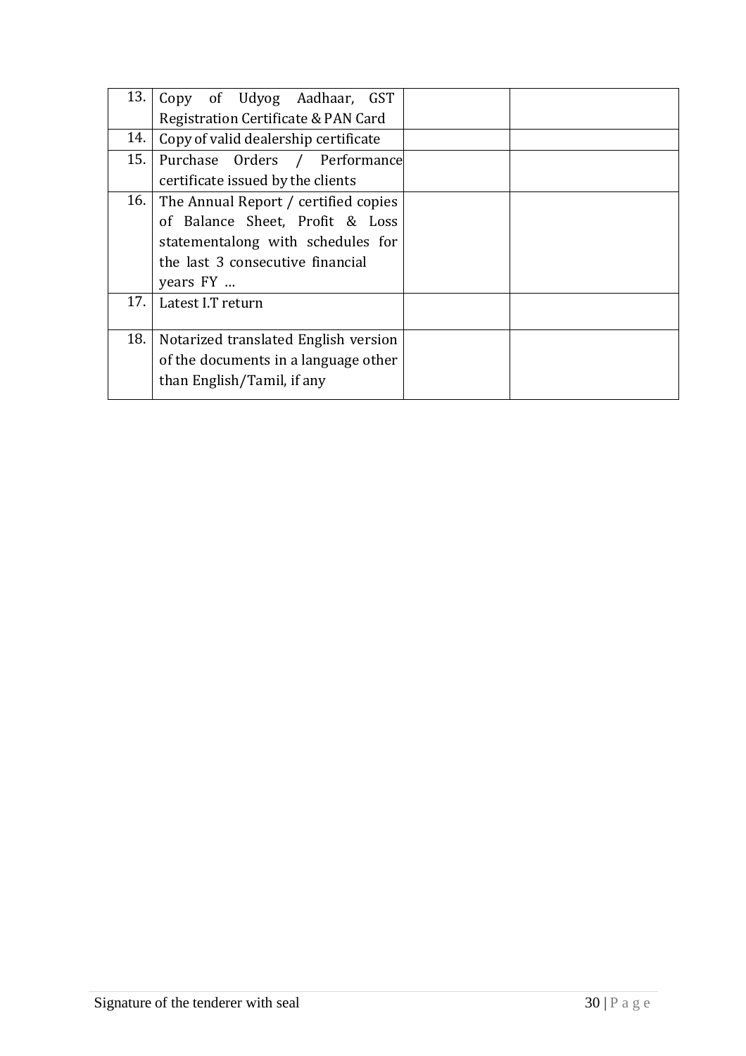| | | | |
|---|---|---|---|
| 13. | Copy of Udyog Aadhaar, GST Registration Certificate & PAN Card | | |
| 14. | Copy of valid dealership certificate | | |
| 15. | Purchase Orders / Performance certificate issued by the clients | | |
| 16. | The Annual Report / certified copies of Balance Sheet, Profit & Loss statementalong with schedules for the last 3 consecutive financial years FY ... | | |
| 17. | Latest I.T return | | |
| 18. | Notarized translated English version of the documents in a language other than English/Tamil, if any | | |

Signature of the tenderer with seal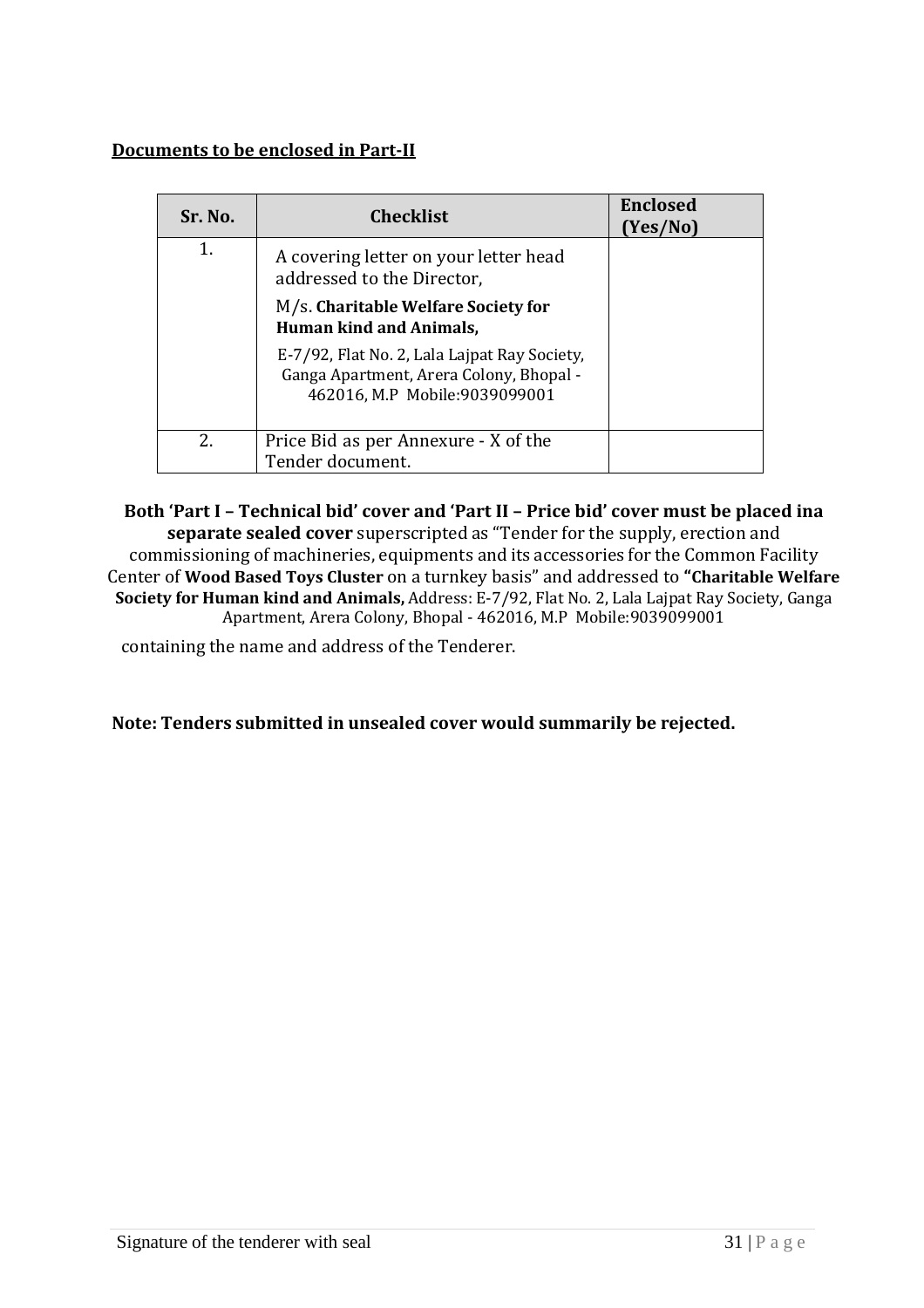**Documents to be enclosed in Part-II**

| Sr. No. | Checklist | Enclosed (Yes/No) |
|---|---|---|
| 1. | A covering letter on your letter head addressed to the Director, M/s. **Charitable Welfare Society for Human kind and Animals,** E-7/92, Flat No. 2, Lala Lajpat Ray Society, Ganga Apartment, Arera Colony, Bhopal - 462016, M.P Mobile:9039099001 | |
| 2. | Price Bid as per Annexure - X of the Tender document. | |

**Both 'Part I – Technical bid' cover and 'Part II – Price bid' cover must be placed ina separate sealed cover** superscripted as "Tender for the supply, erection and commissioning of machineries, equipments and its accessories for the Common Facility Center of **Wood Based Toys Cluster** on a turnkey basis" and addressed to **"Charitable Welfare Society for Human kind and Animals,** Address: E-7/92, Flat No. 2, Lala Lajpat Ray Society, Ganga Apartment, Arera Colony, Bhopal - 462016, M.P Mobile:9039099001

containing the name and address of the Tenderer.

**Note: Tenders submitted in unsealed cover would summarily be rejected.**

Signature of the tenderer with seal